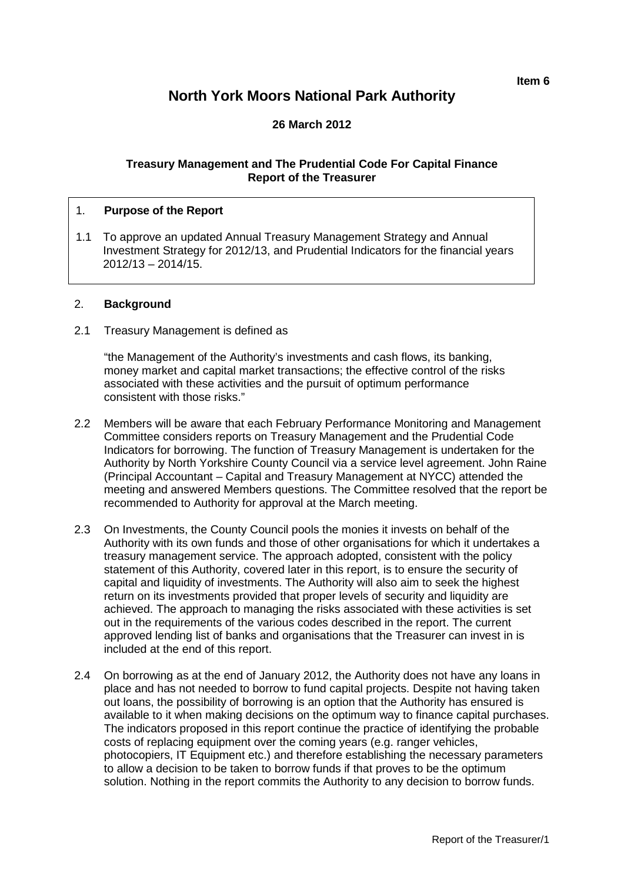**Item 6**

# North York Moors National Park Authority

**26 March 2012**

**Treasury Management and The Prudential Code For Capital Finance**
**Report of the Treasurer**

## 1. Purpose of the Report

1.1 To approve an updated Annual Treasury Management Strategy and Annual Investment Strategy for 2012/13, and Prudential Indicators for the financial years 2012/13 – 2014/15.

## 2. Background

2.1 Treasury Management is defined as

"the Management of the Authority's investments and cash flows, its banking, money market and capital market transactions; the effective control of the risks associated with these activities and the pursuit of optimum performance consistent with those risks."

2.2 Members will be aware that each February Performance Monitoring and Management Committee considers reports on Treasury Management and the Prudential Code Indicators for borrowing. The function of Treasury Management is undertaken for the Authority by North Yorkshire County Council via a service level agreement. John Raine (Principal Accountant – Capital and Treasury Management at NYCC) attended the meeting and answered Members questions. The Committee resolved that the report be recommended to Authority for approval at the March meeting.

2.3 On Investments, the County Council pools the monies it invests on behalf of the Authority with its own funds and those of other organisations for which it undertakes a treasury management service. The approach adopted, consistent with the policy statement of this Authority, covered later in this report, is to ensure the security of capital and liquidity of investments. The Authority will also aim to seek the highest return on its investments provided that proper levels of security and liquidity are achieved. The approach to managing the risks associated with these activities is set out in the requirements of the various codes described in the report. The current approved lending list of banks and organisations that the Treasurer can invest in is included at the end of this report.

2.4 On borrowing as at the end of January 2012, the Authority does not have any loans in place and has not needed to borrow to fund capital projects. Despite not having taken out loans, the possibility of borrowing is an option that the Authority has ensured is available to it when making decisions on the optimum way to finance capital purchases. The indicators proposed in this report continue the practice of identifying the probable costs of replacing equipment over the coming years (e.g. ranger vehicles, photocopiers, IT Equipment etc.) and therefore establishing the necessary parameters to allow a decision to be taken to borrow funds if that proves to be the optimum solution. Nothing in the report commits the Authority to any decision to borrow funds.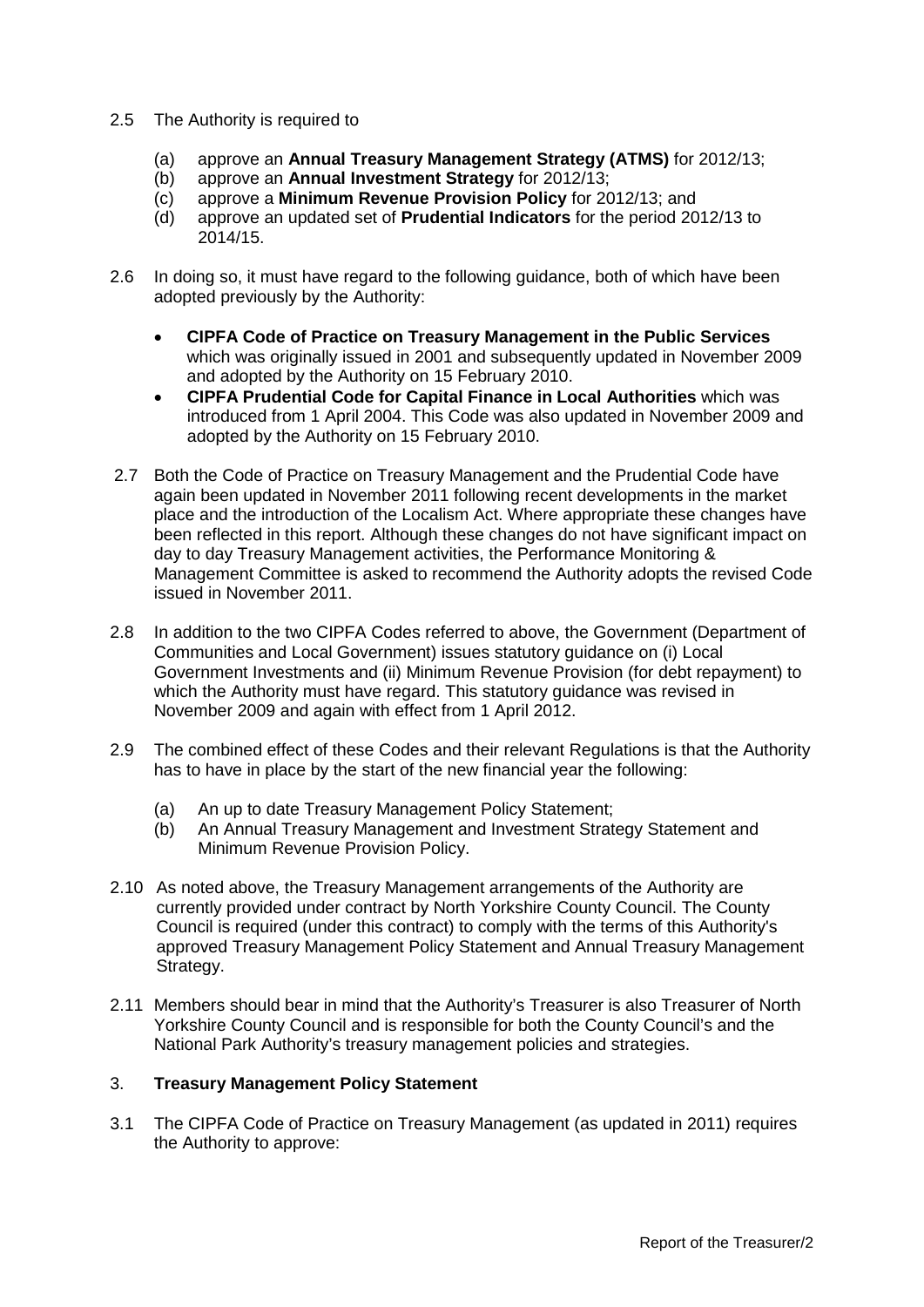2.5 The Authority is required to

(a) approve an **Annual Treasury Management Strategy (ATMS)** for 2012/13;
(b) approve an **Annual Investment Strategy** for 2012/13;
(c) approve a **Minimum Revenue Provision Policy** for 2012/13; and
(d) approve an updated set of **Prudential Indicators** for the period 2012/13 to 2014/15.

2.6 In doing so, it must have regard to the following guidance, both of which have been adopted previously by the Authority:

- **CIPFA Code of Practice on Treasury Management in the Public Services** which was originally issued in 2001 and subsequently updated in November 2009 and adopted by the Authority on 15 February 2010.
- **CIPFA Prudential Code for Capital Finance in Local Authorities** which was introduced from 1 April 2004. This Code was also updated in November 2009 and adopted by the Authority on 15 February 2010.

2.7 Both the Code of Practice on Treasury Management and the Prudential Code have again been updated in November 2011 following recent developments in the market place and the introduction of the Localism Act. Where appropriate these changes have been reflected in this report. Although these changes do not have significant impact on day to day Treasury Management activities, the Performance Monitoring & Management Committee is asked to recommend the Authority adopts the revised Code issued in November 2011.

2.8 In addition to the two CIPFA Codes referred to above, the Government (Department of Communities and Local Government) issues statutory guidance on (i) Local Government Investments and (ii) Minimum Revenue Provision (for debt repayment) to which the Authority must have regard. This statutory guidance was revised in November 2009 and again with effect from 1 April 2012.

2.9 The combined effect of these Codes and their relevant Regulations is that the Authority has to have in place by the start of the new financial year the following:

(a) An up to date Treasury Management Policy Statement;
(b) An Annual Treasury Management and Investment Strategy Statement and Minimum Revenue Provision Policy.

2.10 As noted above, the Treasury Management arrangements of the Authority are currently provided under contract by North Yorkshire County Council. The County Council is required (under this contract) to comply with the terms of this Authority's approved Treasury Management Policy Statement and Annual Treasury Management Strategy.

2.11 Members should bear in mind that the Authority's Treasurer is also Treasurer of North Yorkshire County Council and is responsible for both the County Council's and the National Park Authority's treasury management policies and strategies.

## 3. Treasury Management Policy Statement

3.1 The CIPFA Code of Practice on Treasury Management (as updated in 2011) requires the Authority to approve: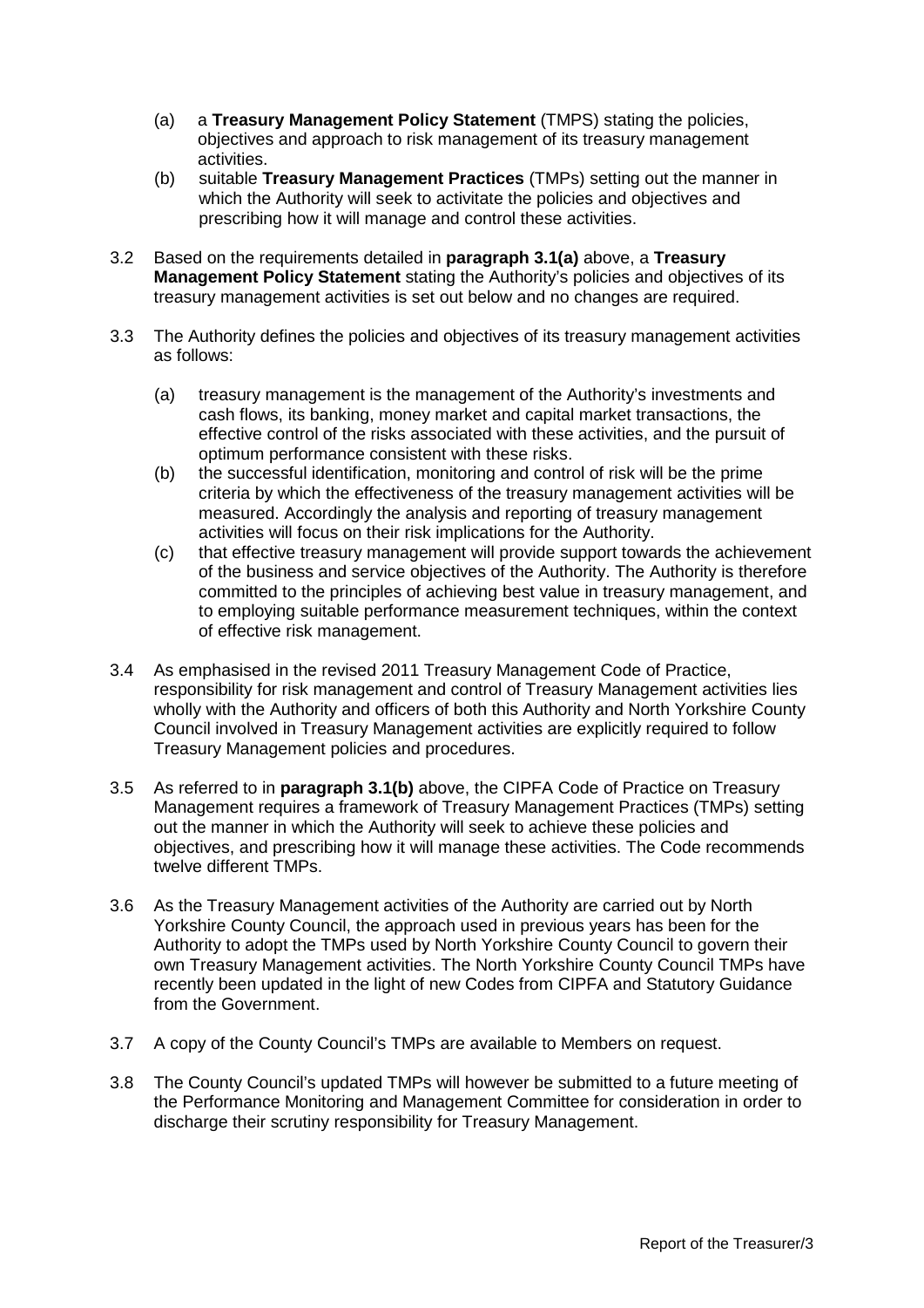(a) a **Treasury Management Policy Statement** (TMPS) stating the policies, objectives and approach to risk management of its treasury management activities.

(b) suitable **Treasury Management Practices** (TMPs) setting out the manner in which the Authority will seek to activitate the policies and objectives and prescribing how it will manage and control these activities.

3.2 Based on the requirements detailed in **paragraph 3.1(a)** above, a **Treasury Management Policy Statement** stating the Authority's policies and objectives of its treasury management activities is set out below and no changes are required.

3.3 The Authority defines the policies and objectives of its treasury management activities as follows:

(a) treasury management is the management of the Authority's investments and cash flows, its banking, money market and capital market transactions, the effective control of the risks associated with these activities, and the pursuit of optimum performance consistent with these risks.

(b) the successful identification, monitoring and control of risk will be the prime criteria by which the effectiveness of the treasury management activities will be measured. Accordingly the analysis and reporting of treasury management activities will focus on their risk implications for the Authority.

(c) that effective treasury management will provide support towards the achievement of the business and service objectives of the Authority. The Authority is therefore committed to the principles of achieving best value in treasury management, and to employing suitable performance measurement techniques, within the context of effective risk management.

3.4 As emphasised in the revised 2011 Treasury Management Code of Practice, responsibility for risk management and control of Treasury Management activities lies wholly with the Authority and officers of both this Authority and North Yorkshire County Council involved in Treasury Management activities are explicitly required to follow Treasury Management policies and procedures.

3.5 As referred to in **paragraph 3.1(b)** above, the CIPFA Code of Practice on Treasury Management requires a framework of Treasury Management Practices (TMPs) setting out the manner in which the Authority will seek to achieve these policies and objectives, and prescribing how it will manage these activities. The Code recommends twelve different TMPs.

3.6 As the Treasury Management activities of the Authority are carried out by North Yorkshire County Council, the approach used in previous years has been for the Authority to adopt the TMPs used by North Yorkshire County Council to govern their own Treasury Management activities. The North Yorkshire County Council TMPs have recently been updated in the light of new Codes from CIPFA and Statutory Guidance from the Government.

3.7 A copy of the County Council's TMPs are available to Members on request.

3.8 The County Council's updated TMPs will however be submitted to a future meeting of the Performance Monitoring and Management Committee for consideration in order to discharge their scrutiny responsibility for Treasury Management.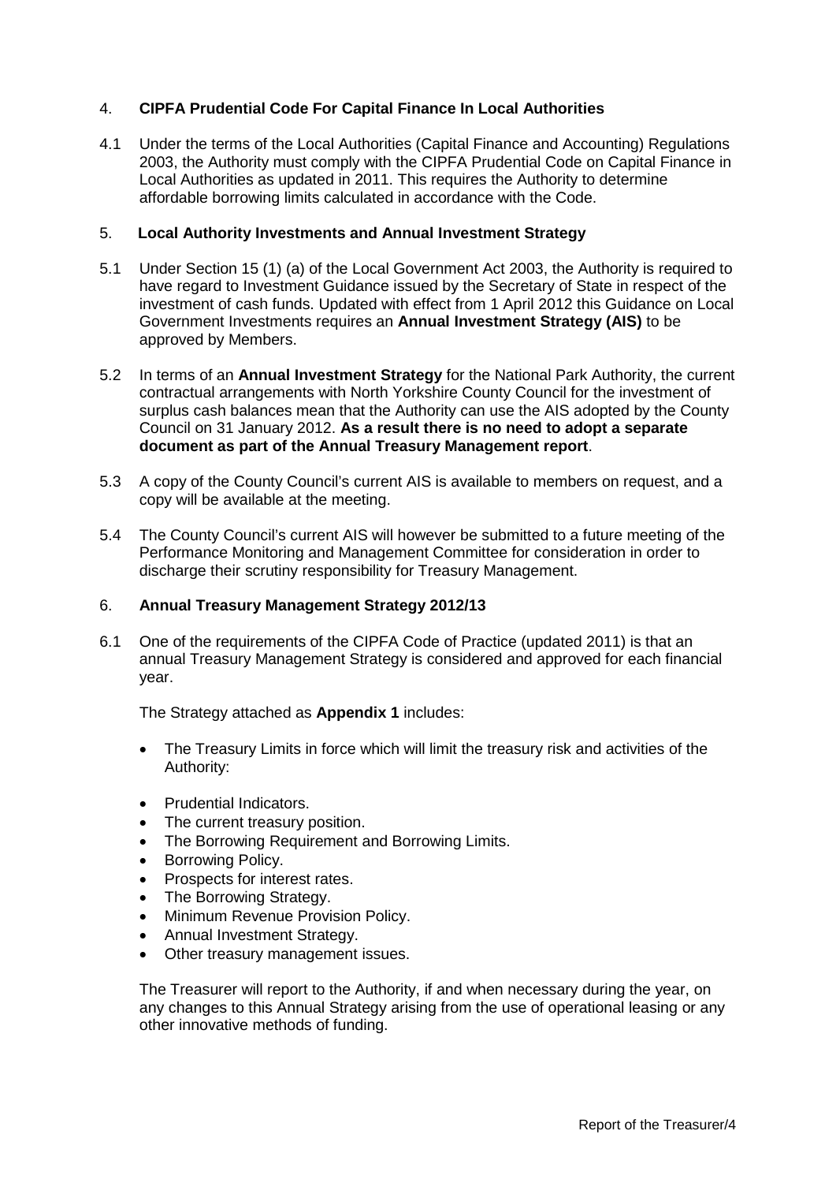## 4. CIPFA Prudential Code For Capital Finance In Local Authorities

4.1 Under the terms of the Local Authorities (Capital Finance and Accounting) Regulations 2003, the Authority must comply with the CIPFA Prudential Code on Capital Finance in Local Authorities as updated in 2011. This requires the Authority to determine affordable borrowing limits calculated in accordance with the Code.

## 5. Local Authority Investments and Annual Investment Strategy

5.1 Under Section 15 (1) (a) of the Local Government Act 2003, the Authority is required to have regard to Investment Guidance issued by the Secretary of State in respect of the investment of cash funds. Updated with effect from 1 April 2012 this Guidance on Local Government Investments requires an **Annual Investment Strategy (AIS)** to be approved by Members.

5.2 In terms of an **Annual Investment Strategy** for the National Park Authority, the current contractual arrangements with North Yorkshire County Council for the investment of surplus cash balances mean that the Authority can use the AIS adopted by the County Council on 31 January 2012. **As a result there is no need to adopt a separate document as part of the Annual Treasury Management report**.

5.3 A copy of the County Council's current AIS is available to members on request, and a copy will be available at the meeting.

5.4 The County Council's current AIS will however be submitted to a future meeting of the Performance Monitoring and Management Committee for consideration in order to discharge their scrutiny responsibility for Treasury Management.

## 6. Annual Treasury Management Strategy 2012/13

6.1 One of the requirements of the CIPFA Code of Practice (updated 2011) is that an annual Treasury Management Strategy is considered and approved for each financial year.

The Strategy attached as **Appendix 1** includes:

- The Treasury Limits in force which will limit the treasury risk and activities of the Authority:
- Prudential Indicators.
- The current treasury position.
- The Borrowing Requirement and Borrowing Limits.
- Borrowing Policy.
- Prospects for interest rates.
- The Borrowing Strategy.
- Minimum Revenue Provision Policy.
- Annual Investment Strategy.
- Other treasury management issues.

The Treasurer will report to the Authority, if and when necessary during the year, on any changes to this Annual Strategy arising from the use of operational leasing or any other innovative methods of funding.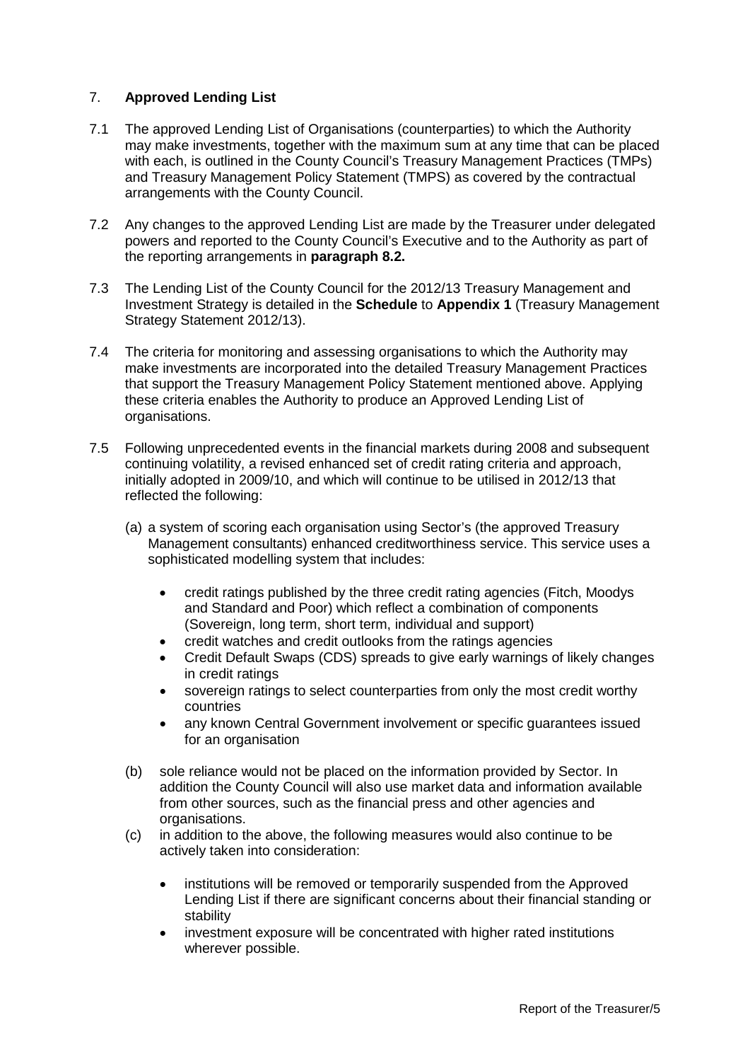## 7. **Approved Lending List**

7.1 The approved Lending List of Organisations (counterparties) to which the Authority may make investments, together with the maximum sum at any time that can be placed with each, is outlined in the County Council's Treasury Management Practices (TMPs) and Treasury Management Policy Statement (TMPS) as covered by the contractual arrangements with the County Council.

7.2 Any changes to the approved Lending List are made by the Treasurer under delegated powers and reported to the County Council's Executive and to the Authority as part of the reporting arrangements in **paragraph 8.2.**

7.3 The Lending List of the County Council for the 2012/13 Treasury Management and Investment Strategy is detailed in the **Schedule** to **Appendix 1** (Treasury Management Strategy Statement 2012/13).

7.4 The criteria for monitoring and assessing organisations to which the Authority may make investments are incorporated into the detailed Treasury Management Practices that support the Treasury Management Policy Statement mentioned above. Applying these criteria enables the Authority to produce an Approved Lending List of organisations.

7.5 Following unprecedented events in the financial markets during 2008 and subsequent continuing volatility, a revised enhanced set of credit rating criteria and approach, initially adopted in 2009/10, and which will continue to be utilised in 2012/13 that reflected the following:

(a) a system of scoring each organisation using Sector's (the approved Treasury Management consultants) enhanced creditworthiness service. This service uses a sophisticated modelling system that includes:

- credit ratings published by the three credit rating agencies (Fitch, Moodys and Standard and Poor) which reflect a combination of components (Sovereign, long term, short term, individual and support)
- credit watches and credit outlooks from the ratings agencies
- Credit Default Swaps (CDS) spreads to give early warnings of likely changes in credit ratings
- sovereign ratings to select counterparties from only the most credit worthy countries
- any known Central Government involvement or specific guarantees issued for an organisation

(b) sole reliance would not be placed on the information provided by Sector. In addition the County Council will also use market data and information available from other sources, such as the financial press and other agencies and organisations.

(c) in addition to the above, the following measures would also continue to be actively taken into consideration:

- institutions will be removed or temporarily suspended from the Approved Lending List if there are significant concerns about their financial standing or stability
- investment exposure will be concentrated with higher rated institutions wherever possible.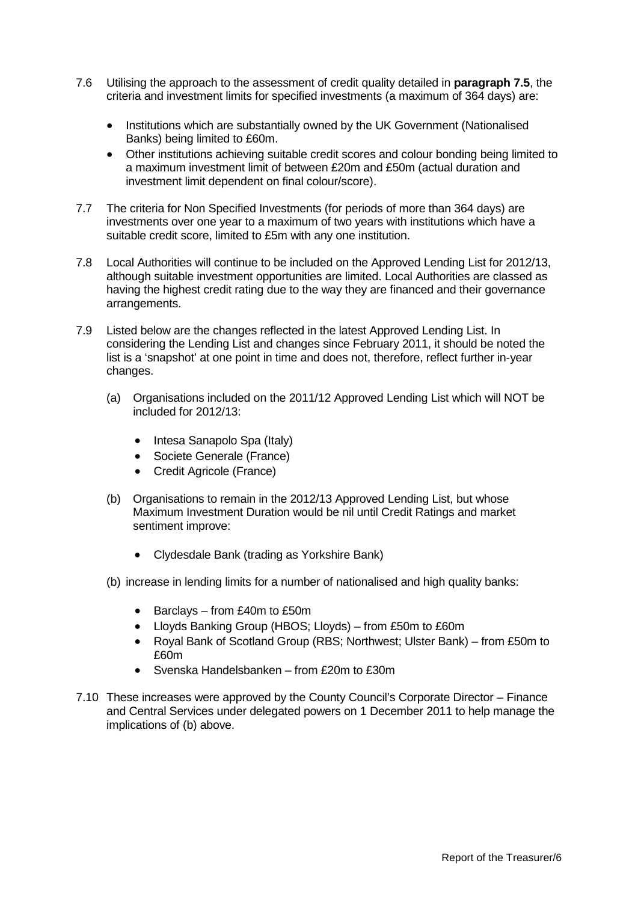7.6 Utilising the approach to the assessment of credit quality detailed in **paragraph 7.5**, the criteria and investment limits for specified investments (a maximum of 364 days) are:

- Institutions which are substantially owned by the UK Government (Nationalised Banks) being limited to £60m.
- Other institutions achieving suitable credit scores and colour bonding being limited to a maximum investment limit of between £20m and £50m (actual duration and investment limit dependent on final colour/score).

7.7 The criteria for Non Specified Investments (for periods of more than 364 days) are investments over one year to a maximum of two years with institutions which have a suitable credit score, limited to £5m with any one institution.

7.8 Local Authorities will continue to be included on the Approved Lending List for 2012/13, although suitable investment opportunities are limited. Local Authorities are classed as having the highest credit rating due to the way they are financed and their governance arrangements.

7.9 Listed below are the changes reflected in the latest Approved Lending List. In considering the Lending List and changes since February 2011, it should be noted the list is a 'snapshot' at one point in time and does not, therefore, reflect further in-year changes.

(a) Organisations included on the 2011/12 Approved Lending List which will NOT be included for 2012/13:

- Intesa Sanapolo Spa (Italy)
- Societe Generale (France)
- Credit Agricole (France)

(b) Organisations to remain in the 2012/13 Approved Lending List, but whose Maximum Investment Duration would be nil until Credit Ratings and market sentiment improve:

- Clydesdale Bank (trading as Yorkshire Bank)

(b) increase in lending limits for a number of nationalised and high quality banks:

- Barclays – from £40m to £50m
- Lloyds Banking Group (HBOS; Lloyds) – from £50m to £60m
- Royal Bank of Scotland Group (RBS; Northwest; Ulster Bank) – from £50m to £60m
- Svenska Handelsbanken – from £20m to £30m

7.10 These increases were approved by the County Council's Corporate Director – Finance and Central Services under delegated powers on 1 December 2011 to help manage the implications of (b) above.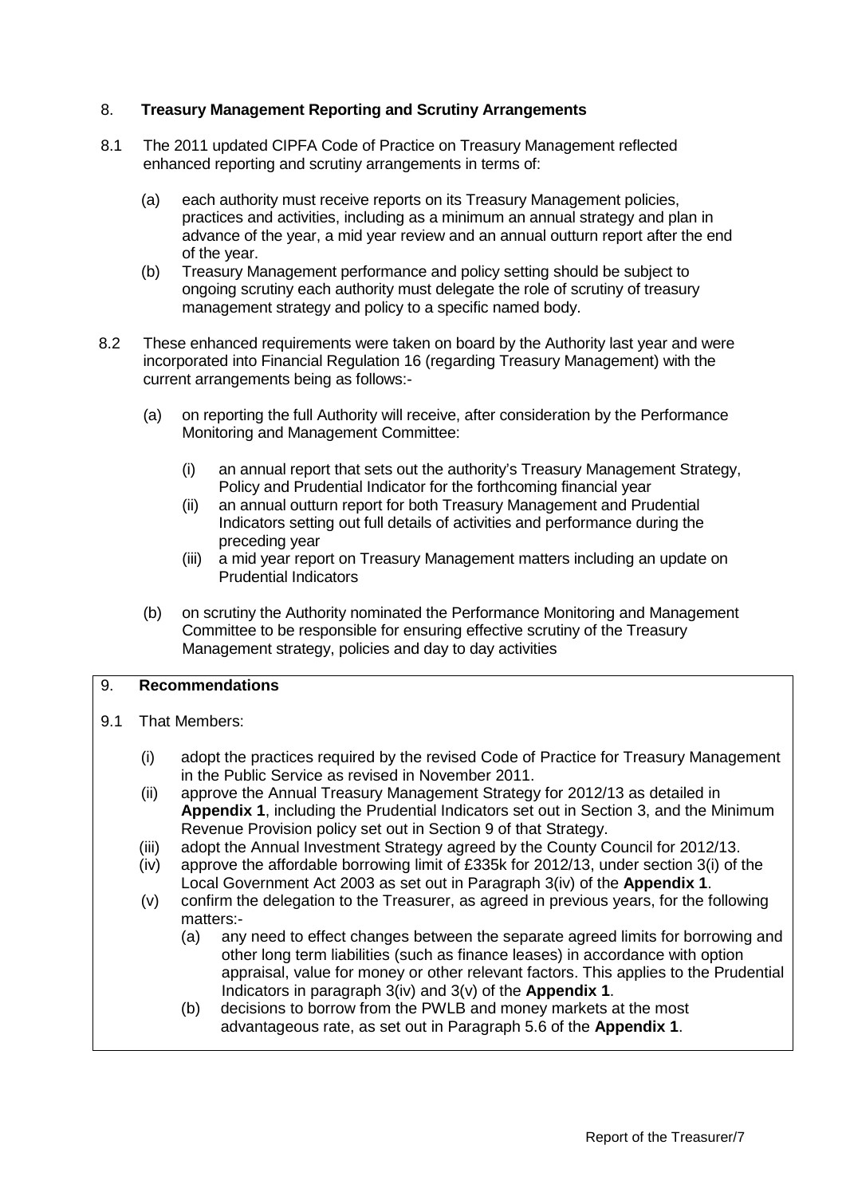## 8. **Treasury Management Reporting and Scrutiny Arrangements**

8.1 The 2011 updated CIPFA Code of Practice on Treasury Management reflected enhanced reporting and scrutiny arrangements in terms of:

- (a) each authority must receive reports on its Treasury Management policies, practices and activities, including as a minimum an annual strategy and plan in advance of the year, a mid year review and an annual outturn report after the end of the year.
- (b) Treasury Management performance and policy setting should be subject to ongoing scrutiny each authority must delegate the role of scrutiny of treasury management strategy and policy to a specific named body.

8.2 These enhanced requirements were taken on board by the Authority last year and were incorporated into Financial Regulation 16 (regarding Treasury Management) with the current arrangements being as follows:-

- (a) on reporting the full Authority will receive, after consideration by the Performance Monitoring and Management Committee:
  - (i) an annual report that sets out the authority's Treasury Management Strategy, Policy and Prudential Indicator for the forthcoming financial year
  - (ii) an annual outturn report for both Treasury Management and Prudential Indicators setting out full details of activities and performance during the preceding year
  - (iii) a mid year report on Treasury Management matters including an update on Prudential Indicators
- (b) on scrutiny the Authority nominated the Performance Monitoring and Management Committee to be responsible for ensuring effective scrutiny of the Treasury Management strategy, policies and day to day activities

## 9. **Recommendations**

9.1 That Members:

- (i) adopt the practices required by the revised Code of Practice for Treasury Management in the Public Service as revised in November 2011.
- (ii) approve the Annual Treasury Management Strategy for 2012/13 as detailed in **Appendix 1**, including the Prudential Indicators set out in Section 3, and the Minimum Revenue Provision policy set out in Section 9 of that Strategy.
- (iii) adopt the Annual Investment Strategy agreed by the County Council for 2012/13.
- (iv) approve the affordable borrowing limit of £335k for 2012/13, under section 3(i) of the Local Government Act 2003 as set out in Paragraph 3(iv) of the **Appendix 1**.
- (v) confirm the delegation to the Treasurer, as agreed in previous years, for the following matters:-
  - (a) any need to effect changes between the separate agreed limits for borrowing and other long term liabilities (such as finance leases) in accordance with option appraisal, value for money or other relevant factors. This applies to the Prudential Indicators in paragraph 3(iv) and 3(v) of the **Appendix 1**.
  - (b) decisions to borrow from the PWLB and money markets at the most advantageous rate, as set out in Paragraph 5.6 of the **Appendix 1**.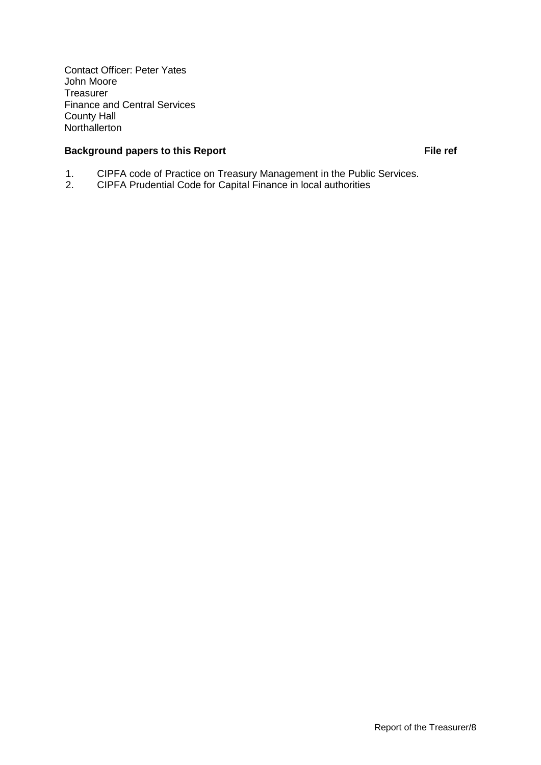Contact Officer: Peter Yates
John Moore
Treasurer
Finance and Central Services
County Hall
Northallerton

**Background papers to this Report** **File ref**

1. CIPFA code of Practice on Treasury Management in the Public Services.
2. CIPFA Prudential Code for Capital Finance in local authorities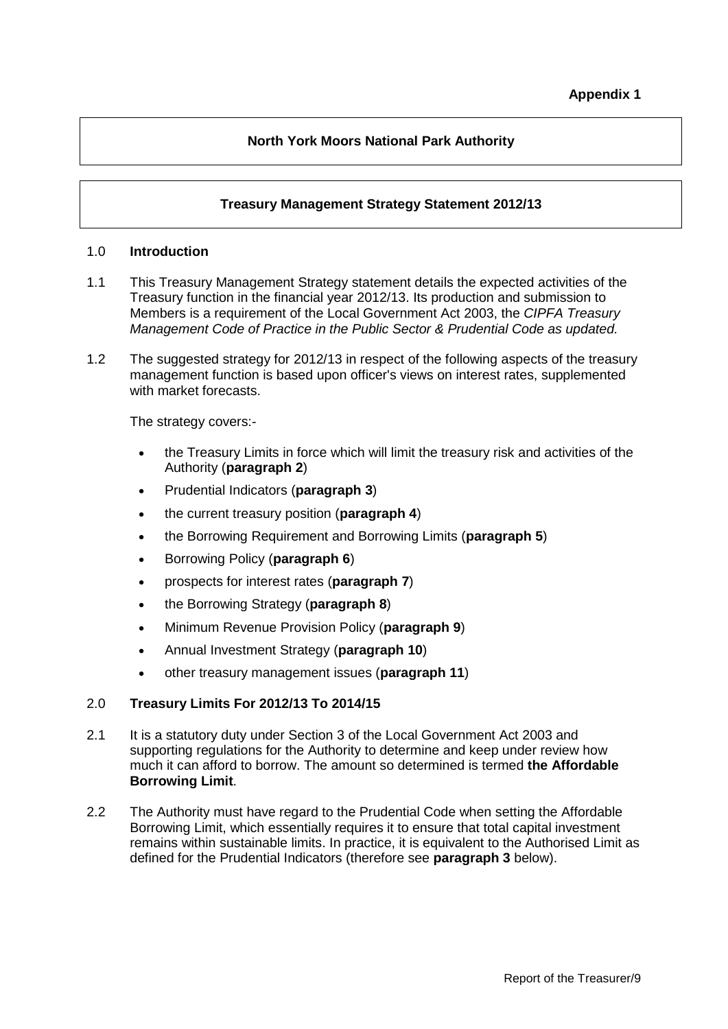Appendix 1

**North York Moors National Park Authority**

**Treasury Management Strategy Statement 2012/13**

## 1.0 Introduction

1.1 This Treasury Management Strategy statement details the expected activities of the Treasury function in the financial year 2012/13. Its production and submission to Members is a requirement of the Local Government Act 2003, the *CIPFA Treasury Management Code of Practice in the Public Sector & Prudential Code as updated.*

1.2 The suggested strategy for 2012/13 in respect of the following aspects of the treasury management function is based upon officer's views on interest rates, supplemented with market forecasts.

The strategy covers:-

- the Treasury Limits in force which will limit the treasury risk and activities of the Authority (**paragraph 2**)
- Prudential Indicators (**paragraph 3**)
- the current treasury position (**paragraph 4**)
- the Borrowing Requirement and Borrowing Limits (**paragraph 5**)
- Borrowing Policy (**paragraph 6**)
- prospects for interest rates (**paragraph 7**)
- the Borrowing Strategy (**paragraph 8**)
- Minimum Revenue Provision Policy (**paragraph 9**)
- Annual Investment Strategy (**paragraph 10**)
- other treasury management issues (**paragraph 11**)

## 2.0 Treasury Limits For 2012/13 To 2014/15

2.1 It is a statutory duty under Section 3 of the Local Government Act 2003 and supporting regulations for the Authority to determine and keep under review how much it can afford to borrow. The amount so determined is termed **the Affordable Borrowing Limit**.

2.2 The Authority must have regard to the Prudential Code when setting the Affordable Borrowing Limit, which essentially requires it to ensure that total capital investment remains within sustainable limits. In practice, it is equivalent to the Authorised Limit as defined for the Prudential Indicators (therefore see **paragraph 3** below).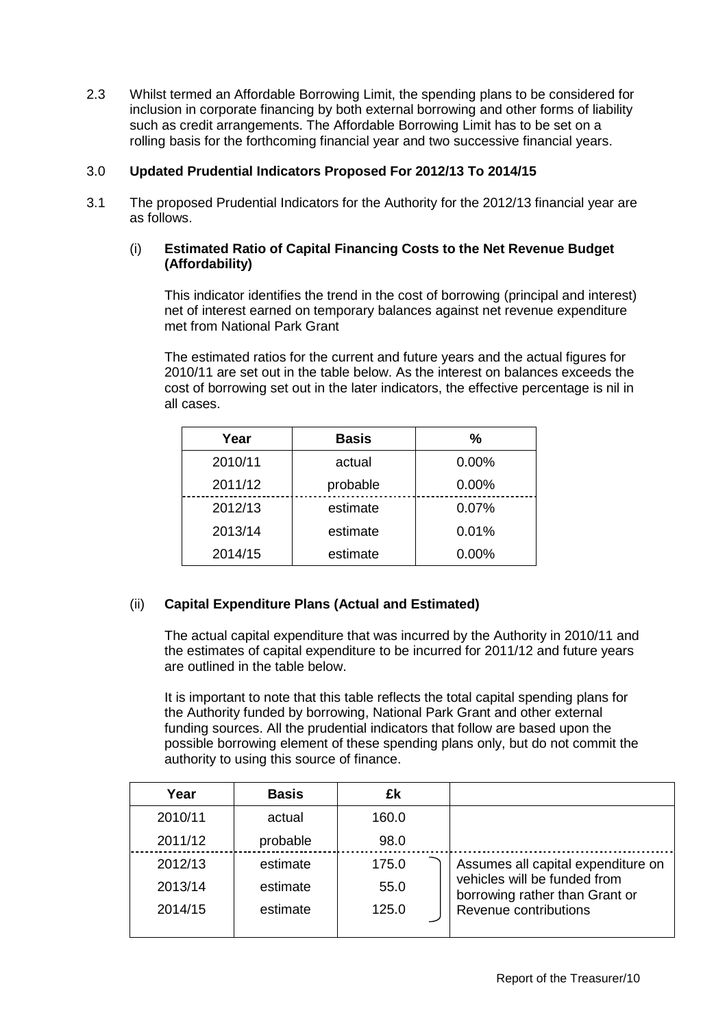2.3 Whilst termed an Affordable Borrowing Limit, the spending plans to be considered for inclusion in corporate financing by both external borrowing and other forms of liability such as credit arrangements. The Affordable Borrowing Limit has to be set on a rolling basis for the forthcoming financial year and two successive financial years.

## 3.0 Updated Prudential Indicators Proposed For 2012/13 To 2014/15

3.1 The proposed Prudential Indicators for the Authority for the 2012/13 financial year are as follows.

### (i) Estimated Ratio of Capital Financing Costs to the Net Revenue Budget (Affordability)

This indicator identifies the trend in the cost of borrowing (principal and interest) net of interest earned on temporary balances against net revenue expenditure met from National Park Grant

The estimated ratios for the current and future years and the actual figures for 2010/11 are set out in the table below. As the interest on balances exceeds the cost of borrowing set out in the later indicators, the effective percentage is nil in all cases.

| Year | Basis | % |
|---|---|---|
| 2010/11 | actual | 0.00% |
| 2011/12 | probable | 0.00% |
| 2012/13 | estimate | 0.07% |
| 2013/14 | estimate | 0.01% |
| 2014/15 | estimate | 0.00% |

### (ii) Capital Expenditure Plans (Actual and Estimated)

The actual capital expenditure that was incurred by the Authority in 2010/11 and the estimates of capital expenditure to be incurred for 2011/12 and future years are outlined in the table below.

It is important to note that this table reflects the total capital spending plans for the Authority funded by borrowing, National Park Grant and other external funding sources. All the prudential indicators that follow are based upon the possible borrowing element of these spending plans only, but do not commit the authority to using this source of finance.

| Year | Basis | £k | |
|---|---|---|---|
| 2010/11 | actual | 160.0 | |
| 2011/12 | probable | 98.0 | |
| 2012/13 | estimate | 175.0 | Assumes all capital expenditure on vehicles will be funded from borrowing rather than Grant or Revenue contributions |
| 2013/14 | estimate | 55.0 | |
| 2014/15 | estimate | 125.0 | |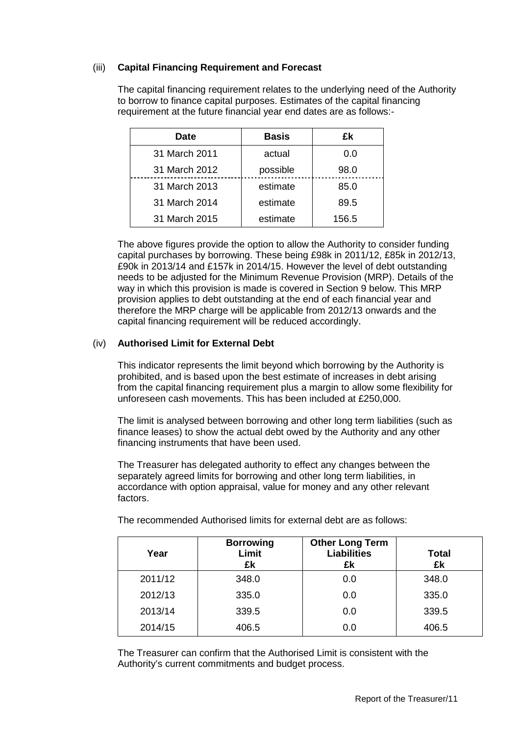### (iii) **Capital Financing Requirement and Forecast**

The capital financing requirement relates to the underlying need of the Authority to borrow to finance capital purposes. Estimates of the capital financing requirement at the future financial year end dates are as follows:-

| Date | Basis | £k |
|---|---|---|
| 31 March 2011 | actual | 0.0 |
| 31 March 2012 | possible | 98.0 |
| 31 March 2013 | estimate | 85.0 |
| 31 March 2014 | estimate | 89.5 |
| 31 March 2015 | estimate | 156.5 |

The above figures provide the option to allow the Authority to consider funding capital purchases by borrowing. These being £98k in 2011/12, £85k in 2012/13, £90k in 2013/14 and £157k in 2014/15. However the level of debt outstanding needs to be adjusted for the Minimum Revenue Provision (MRP). Details of the way in which this provision is made is covered in Section 9 below. This MRP provision applies to debt outstanding at the end of each financial year and therefore the MRP charge will be applicable from 2012/13 onwards and the capital financing requirement will be reduced accordingly.

### (iv) **Authorised Limit for External Debt**

This indicator represents the limit beyond which borrowing by the Authority is prohibited, and is based upon the best estimate of increases in debt arising from the capital financing requirement plus a margin to allow some flexibility for unforeseen cash movements. This has been included at £250,000.

The limit is analysed between borrowing and other long term liabilities (such as finance leases) to show the actual debt owed by the Authority and any other financing instruments that have been used.

The Treasurer has delegated authority to effect any changes between the separately agreed limits for borrowing and other long term liabilities, in accordance with option appraisal, value for money and any other relevant factors.

The recommended Authorised limits for external debt are as follows:

| Year | Borrowing Limit £k | Other Long Term Liabilities £k | Total £k |
|---|---|---|---|
| 2011/12 | 348.0 | 0.0 | 348.0 |
| 2012/13 | 335.0 | 0.0 | 335.0 |
| 2013/14 | 339.5 | 0.0 | 339.5 |
| 2014/15 | 406.5 | 0.0 | 406.5 |

The Treasurer can confirm that the Authorised Limit is consistent with the Authority's current commitments and budget process.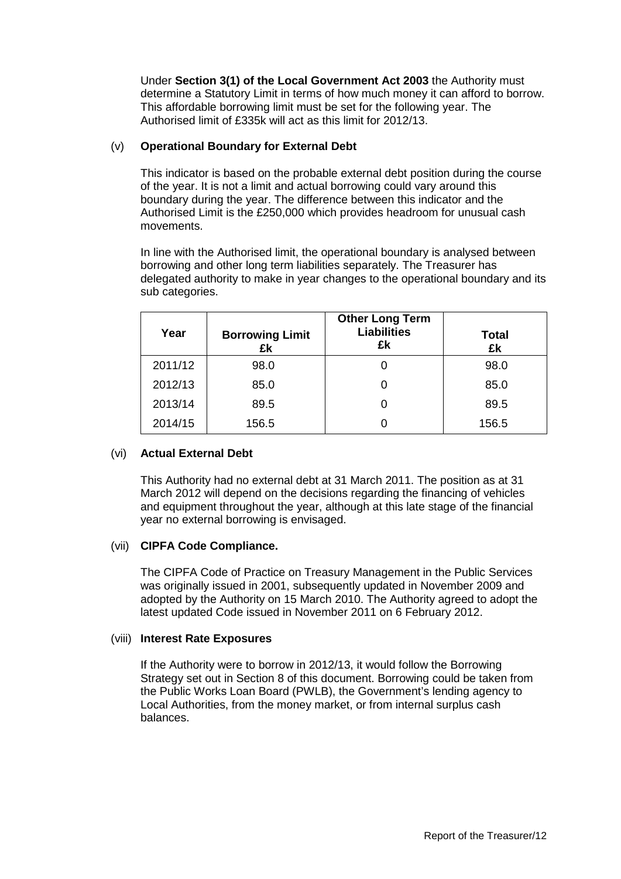Under **Section 3(1) of the Local Government Act 2003** the Authority must determine a Statutory Limit in terms of how much money it can afford to borrow. This affordable borrowing limit must be set for the following year. The Authorised limit of £335k will act as this limit for 2012/13.

(v) **Operational Boundary for External Debt**

This indicator is based on the probable external debt position during the course of the year. It is not a limit and actual borrowing could vary around this boundary during the year. The difference between this indicator and the Authorised Limit is the £250,000 which provides headroom for unusual cash movements.

In line with the Authorised limit, the operational boundary is analysed between borrowing and other long term liabilities separately. The Treasurer has delegated authority to make in year changes to the operational boundary and its sub categories.

| Year | Borrowing Limit £k | Other Long Term Liabilities £k | Total £k |
|---|---|---|---|
| 2011/12 | 98.0 | 0 | 98.0 |
| 2012/13 | 85.0 | 0 | 85.0 |
| 2013/14 | 89.5 | 0 | 89.5 |
| 2014/15 | 156.5 | 0 | 156.5 |

(vi) **Actual External Debt**

This Authority had no external debt at 31 March 2011. The position as at 31 March 2012 will depend on the decisions regarding the financing of vehicles and equipment throughout the year, although at this late stage of the financial year no external borrowing is envisaged.

(vii) **CIPFA Code Compliance.**

The CIPFA Code of Practice on Treasury Management in the Public Services was originally issued in 2001, subsequently updated in November 2009 and adopted by the Authority on 15 March 2010. The Authority agreed to adopt the latest updated Code issued in November 2011 on 6 February 2012.

(viii) **Interest Rate Exposures**

If the Authority were to borrow in 2012/13, it would follow the Borrowing Strategy set out in Section 8 of this document. Borrowing could be taken from the Public Works Loan Board (PWLB), the Government's lending agency to Local Authorities, from the money market, or from internal surplus cash balances.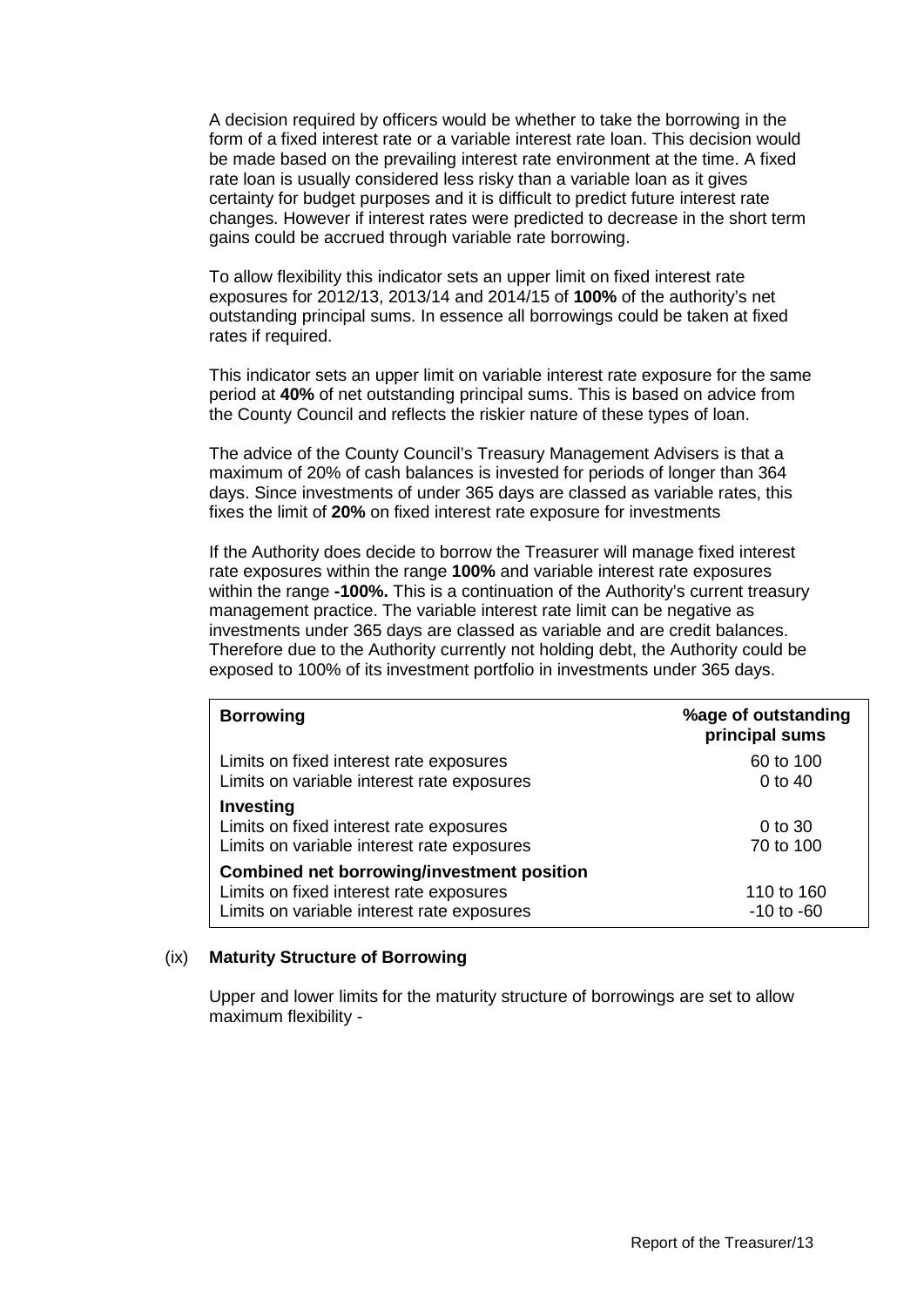A decision required by officers would be whether to take the borrowing in the form of a fixed interest rate or a variable interest rate loan. This decision would be made based on the prevailing interest rate environment at the time. A fixed rate loan is usually considered less risky than a variable loan as it gives certainty for budget purposes and it is difficult to predict future interest rate changes. However if interest rates were predicted to decrease in the short term gains could be accrued through variable rate borrowing.

To allow flexibility this indicator sets an upper limit on fixed interest rate exposures for 2012/13, 2013/14 and 2014/15 of **100%** of the authority's net outstanding principal sums. In essence all borrowings could be taken at fixed rates if required.

This indicator sets an upper limit on variable interest rate exposure for the same period at **40%** of net outstanding principal sums. This is based on advice from the County Council and reflects the riskier nature of these types of loan.

The advice of the County Council's Treasury Management Advisers is that a maximum of 20% of cash balances is invested for periods of longer than 364 days. Since investments of under 365 days are classed as variable rates, this fixes the limit of **20%** on fixed interest rate exposure for investments

If the Authority does decide to borrow the Treasurer will manage fixed interest rate exposures within the range **100%** and variable interest rate exposures within the range **-100%.** This is a continuation of the Authority's current treasury management practice. The variable interest rate limit can be negative as investments under 365 days are classed as variable and are credit balances. Therefore due to the Authority currently not holding debt, the Authority could be exposed to 100% of its investment portfolio in investments under 365 days.

| **Borrowing** | **%age of outstanding principal sums** |
|---|---|
| Limits on fixed interest rate exposures | 60 to 100 |
| Limits on variable interest rate exposures | 0 to 40 |
| **Investing** | |
| Limits on fixed interest rate exposures | 0 to 30 |
| Limits on variable interest rate exposures | 70 to 100 |
| **Combined net borrowing/investment position** | |
| Limits on fixed interest rate exposures | 110 to 160 |
| Limits on variable interest rate exposures | -10 to -60 |

(ix) **Maturity Structure of Borrowing**

Upper and lower limits for the maturity structure of borrowings are set to allow maximum flexibility -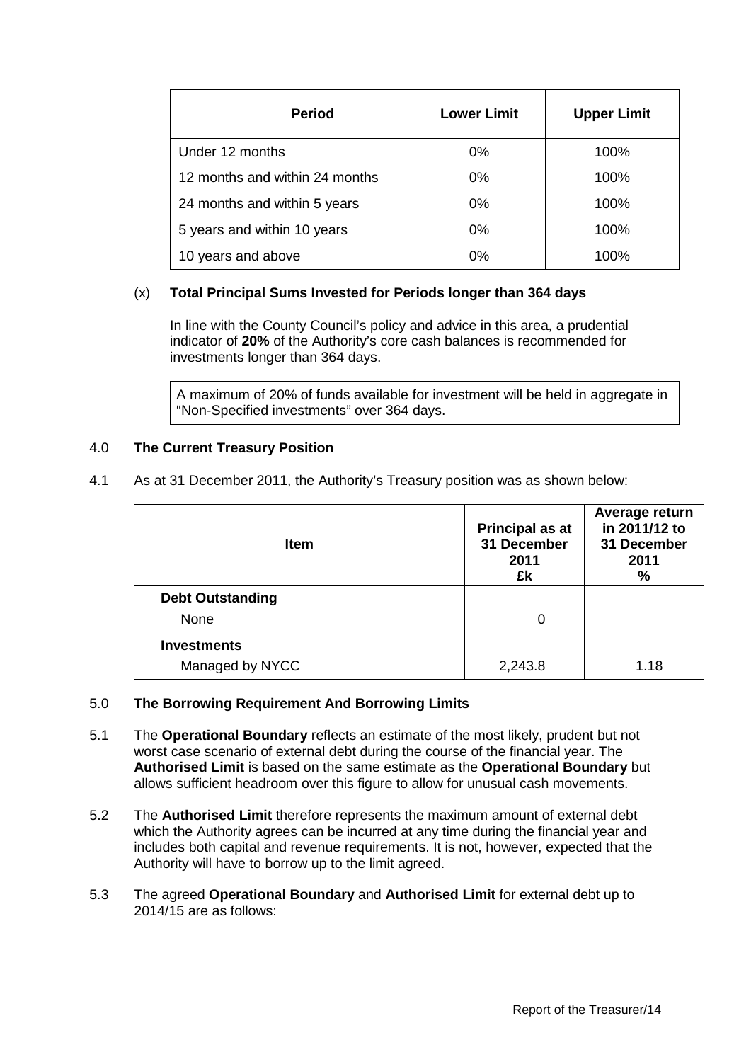| Period | Lower Limit | Upper Limit |
|---|---|---|
| Under 12 months | 0% | 100% |
| 12 months and within 24 months | 0% | 100% |
| 24 months and within 5 years | 0% | 100% |
| 5 years and within 10 years | 0% | 100% |
| 10 years and above | 0% | 100% |

(x) **Total Principal Sums Invested for Periods longer than 364 days**

In line with the County Council's policy and advice in this area, a prudential indicator of **20%** of the Authority's core cash balances is recommended for investments longer than 364 days.

A maximum of 20% of funds available for investment will be held in aggregate in "Non-Specified investments" over 364 days.

## 4.0 The Current Treasury Position

4.1 As at 31 December 2011, the Authority's Treasury position was as shown below:

| Item | Principal as at 31 December 2011 £k | Average return in 2011/12 to 31 December 2011 % |
|---|---|---|
| **Debt Outstanding** | | |
| None | 0 | |
| **Investments** | | |
| Managed by NYCC | 2,243.8 | 1.18 |

## 5.0 The Borrowing Requirement And Borrowing Limits

5.1 The **Operational Boundary** reflects an estimate of the most likely, prudent but not worst case scenario of external debt during the course of the financial year. The **Authorised Limit** is based on the same estimate as the **Operational Boundary** but allows sufficient headroom over this figure to allow for unusual cash movements.

5.2 The **Authorised Limit** therefore represents the maximum amount of external debt which the Authority agrees can be incurred at any time during the financial year and includes both capital and revenue requirements. It is not, however, expected that the Authority will have to borrow up to the limit agreed.

5.3 The agreed **Operational Boundary** and **Authorised Limit** for external debt up to 2014/15 are as follows: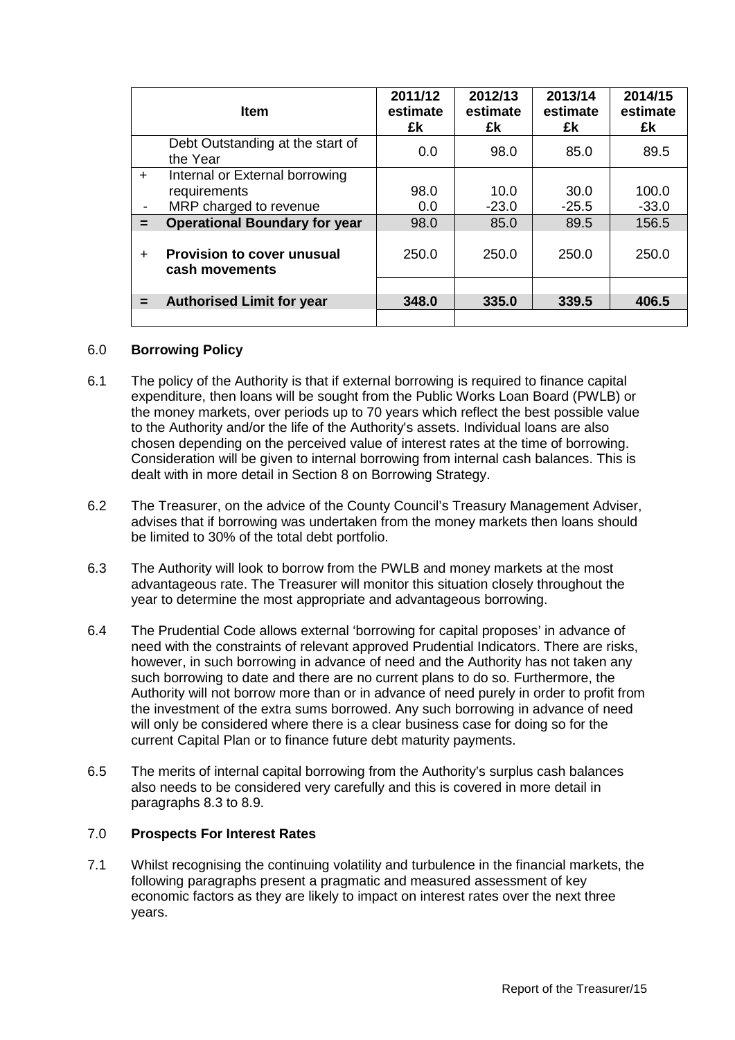| | Item | 2011/12 estimate £k | 2012/13 estimate £k | 2013/14 estimate £k | 2014/15 estimate £k |
|---|---|---|---|---|---|
| | Debt Outstanding at the start of the Year | 0.0 | 98.0 | 85.0 | 89.5 |
| + | Internal or External borrowing requirements | 98.0 | 10.0 | 30.0 | 100.0 |
| - | MRP charged to revenue | 0.0 | -23.0 | -25.5 | -33.0 |
| = | **Operational Boundary for year** | 98.0 | 85.0 | 89.5 | 156.5 |
| + | **Provision to cover unusual cash movements** | 250.0 | 250.0 | 250.0 | 250.0 |
| = | **Authorised Limit for year** | **348.0** | **335.0** | **339.5** | **406.5** |

## 6.0 Borrowing Policy

6.1 The policy of the Authority is that if external borrowing is required to finance capital expenditure, then loans will be sought from the Public Works Loan Board (PWLB) or the money markets, over periods up to 70 years which reflect the best possible value to the Authority and/or the life of the Authority's assets. Individual loans are also chosen depending on the perceived value of interest rates at the time of borrowing. Consideration will be given to internal borrowing from internal cash balances. This is dealt with in more detail in Section 8 on Borrowing Strategy.

6.2 The Treasurer, on the advice of the County Council's Treasury Management Adviser, advises that if borrowing was undertaken from the money markets then loans should be limited to 30% of the total debt portfolio.

6.3 The Authority will look to borrow from the PWLB and money markets at the most advantageous rate. The Treasurer will monitor this situation closely throughout the year to determine the most appropriate and advantageous borrowing.

6.4 The Prudential Code allows external 'borrowing for capital proposes' in advance of need with the constraints of relevant approved Prudential Indicators. There are risks, however, in such borrowing in advance of need and the Authority has not taken any such borrowing to date and there are no current plans to do so. Furthermore, the Authority will not borrow more than or in advance of need purely in order to profit from the investment of the extra sums borrowed. Any such borrowing in advance of need will only be considered where there is a clear business case for doing so for the current Capital Plan or to finance future debt maturity payments.

6.5 The merits of internal capital borrowing from the Authority's surplus cash balances also needs to be considered very carefully and this is covered in more detail in paragraphs 8.3 to 8.9.

## 7.0 Prospects For Interest Rates

7.1 Whilst recognising the continuing volatility and turbulence in the financial markets, the following paragraphs present a pragmatic and measured assessment of key economic factors as they are likely to impact on interest rates over the next three years.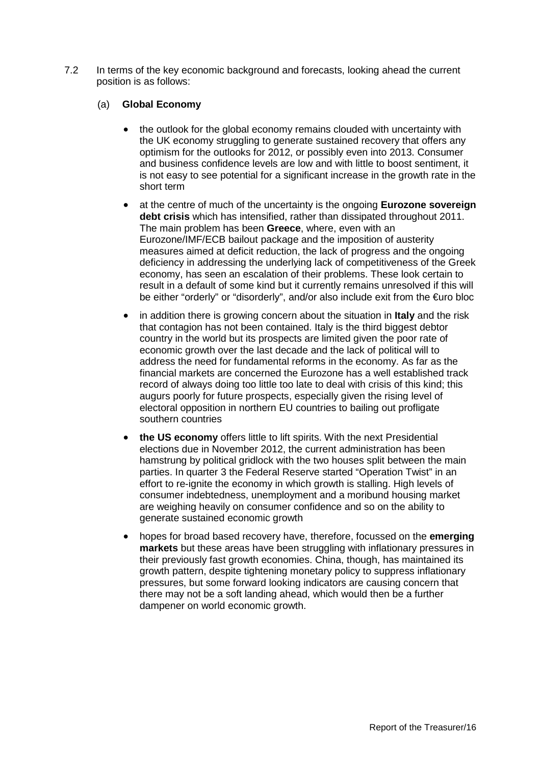7.2 In terms of the key economic background and forecasts, looking ahead the current position is as follows:

(a) **Global Economy**

- the outlook for the global economy remains clouded with uncertainty with the UK economy struggling to generate sustained recovery that offers any optimism for the outlooks for 2012, or possibly even into 2013. Consumer and business confidence levels are low and with little to boost sentiment, it is not easy to see potential for a significant increase in the growth rate in the short term
- at the centre of much of the uncertainty is the ongoing **Eurozone sovereign debt crisis** which has intensified, rather than dissipated throughout 2011. The main problem has been **Greece**, where, even with an Eurozone/IMF/ECB bailout package and the imposition of austerity measures aimed at deficit reduction, the lack of progress and the ongoing deficiency in addressing the underlying lack of competitiveness of the Greek economy, has seen an escalation of their problems. These look certain to result in a default of some kind but it currently remains unresolved if this will be either "orderly" or "disorderly", and/or also include exit from the €uro bloc
- in addition there is growing concern about the situation in **Italy** and the risk that contagion has not been contained. Italy is the third biggest debtor country in the world but its prospects are limited given the poor rate of economic growth over the last decade and the lack of political will to address the need for fundamental reforms in the economy. As far as the financial markets are concerned the Eurozone has a well established track record of always doing too little too late to deal with crisis of this kind; this augurs poorly for future prospects, especially given the rising level of electoral opposition in northern EU countries to bailing out profligate southern countries
- **the US economy** offers little to lift spirits. With the next Presidential elections due in November 2012, the current administration has been hamstrung by political gridlock with the two houses split between the main parties. In quarter 3 the Federal Reserve started "Operation Twist" in an effort to re-ignite the economy in which growth is stalling. High levels of consumer indebtedness, unemployment and a moribund housing market are weighing heavily on consumer confidence and so on the ability to generate sustained economic growth
- hopes for broad based recovery have, therefore, focussed on the **emerging markets** but these areas have been struggling with inflationary pressures in their previously fast growth economies. China, though, has maintained its growth pattern, despite tightening monetary policy to suppress inflationary pressures, but some forward looking indicators are causing concern that there may not be a soft landing ahead, which would then be a further dampener on world economic growth.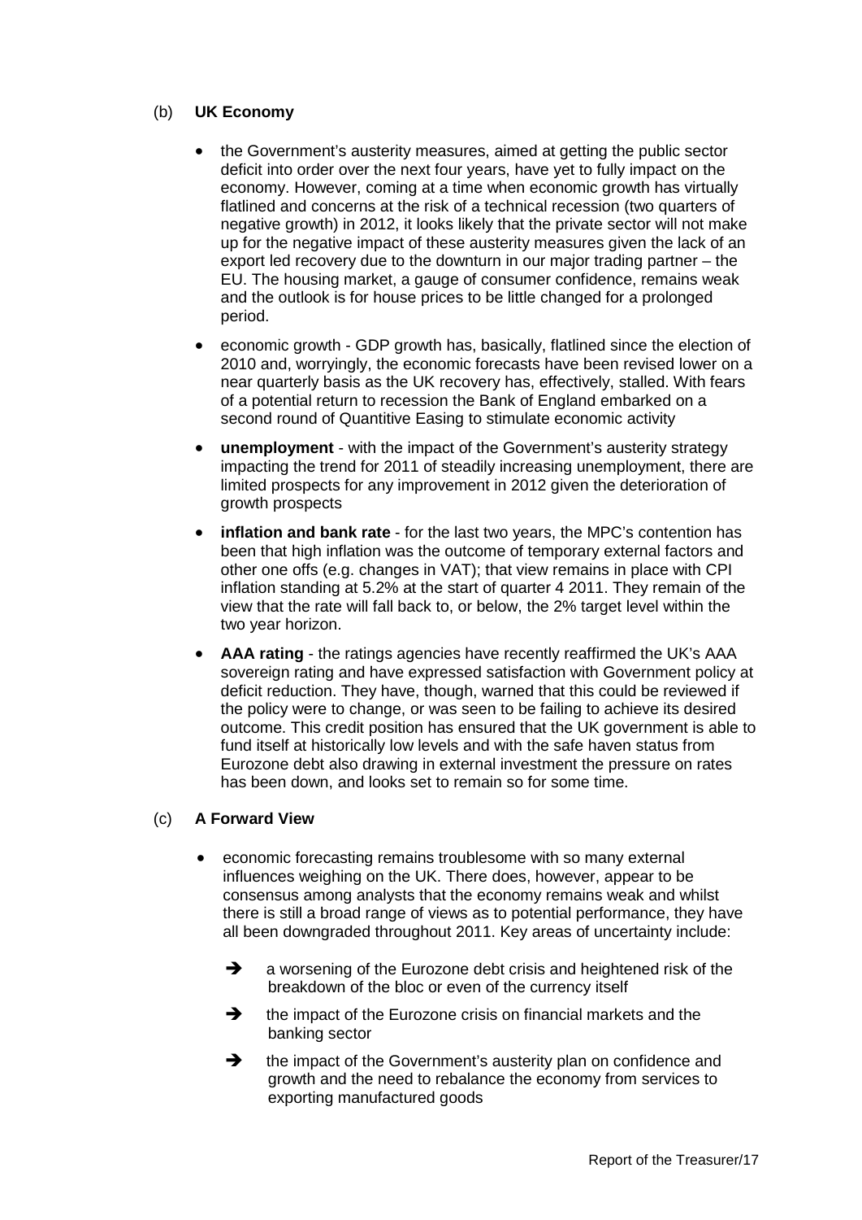(b) **UK Economy**

- the Government's austerity measures, aimed at getting the public sector deficit into order over the next four years, have yet to fully impact on the economy. However, coming at a time when economic growth has virtually flatlined and concerns at the risk of a technical recession (two quarters of negative growth) in 2012, it looks likely that the private sector will not make up for the negative impact of these austerity measures given the lack of an export led recovery due to the downturn in our major trading partner – the EU. The housing market, a gauge of consumer confidence, remains weak and the outlook is for house prices to be little changed for a prolonged period.

- economic growth - GDP growth has, basically, flatlined since the election of 2010 and, worryingly, the economic forecasts have been revised lower on a near quarterly basis as the UK recovery has, effectively, stalled. With fears of a potential return to recession the Bank of England embarked on a second round of Quantitive Easing to stimulate economic activity

- **unemployment** - with the impact of the Government's austerity strategy impacting the trend for 2011 of steadily increasing unemployment, there are limited prospects for any improvement in 2012 given the deterioration of growth prospects

- **inflation and bank rate** - for the last two years, the MPC's contention has been that high inflation was the outcome of temporary external factors and other one offs (e.g. changes in VAT); that view remains in place with CPI inflation standing at 5.2% at the start of quarter 4 2011. They remain of the view that the rate will fall back to, or below, the 2% target level within the two year horizon.

- **AAA rating** - the ratings agencies have recently reaffirmed the UK's AAA sovereign rating and have expressed satisfaction with Government policy at deficit reduction. They have, though, warned that this could be reviewed if the policy were to change, or was seen to be failing to achieve its desired outcome. This credit position has ensured that the UK government is able to fund itself at historically low levels and with the safe haven status from Eurozone debt also drawing in external investment the pressure on rates has been down, and looks set to remain so for some time.

(c) **A Forward View**

- economic forecasting remains troublesome with so many external influences weighing on the UK. There does, however, appear to be consensus among analysts that the economy remains weak and whilst there is still a broad range of views as to potential performance, they have all been downgraded throughout 2011. Key areas of uncertainty include:

  - ➔ a worsening of the Eurozone debt crisis and heightened risk of the breakdown of the bloc or even of the currency itself
  - ➔ the impact of the Eurozone crisis on financial markets and the banking sector
  - ➔ the impact of the Government's austerity plan on confidence and growth and the need to rebalance the economy from services to exporting manufactured goods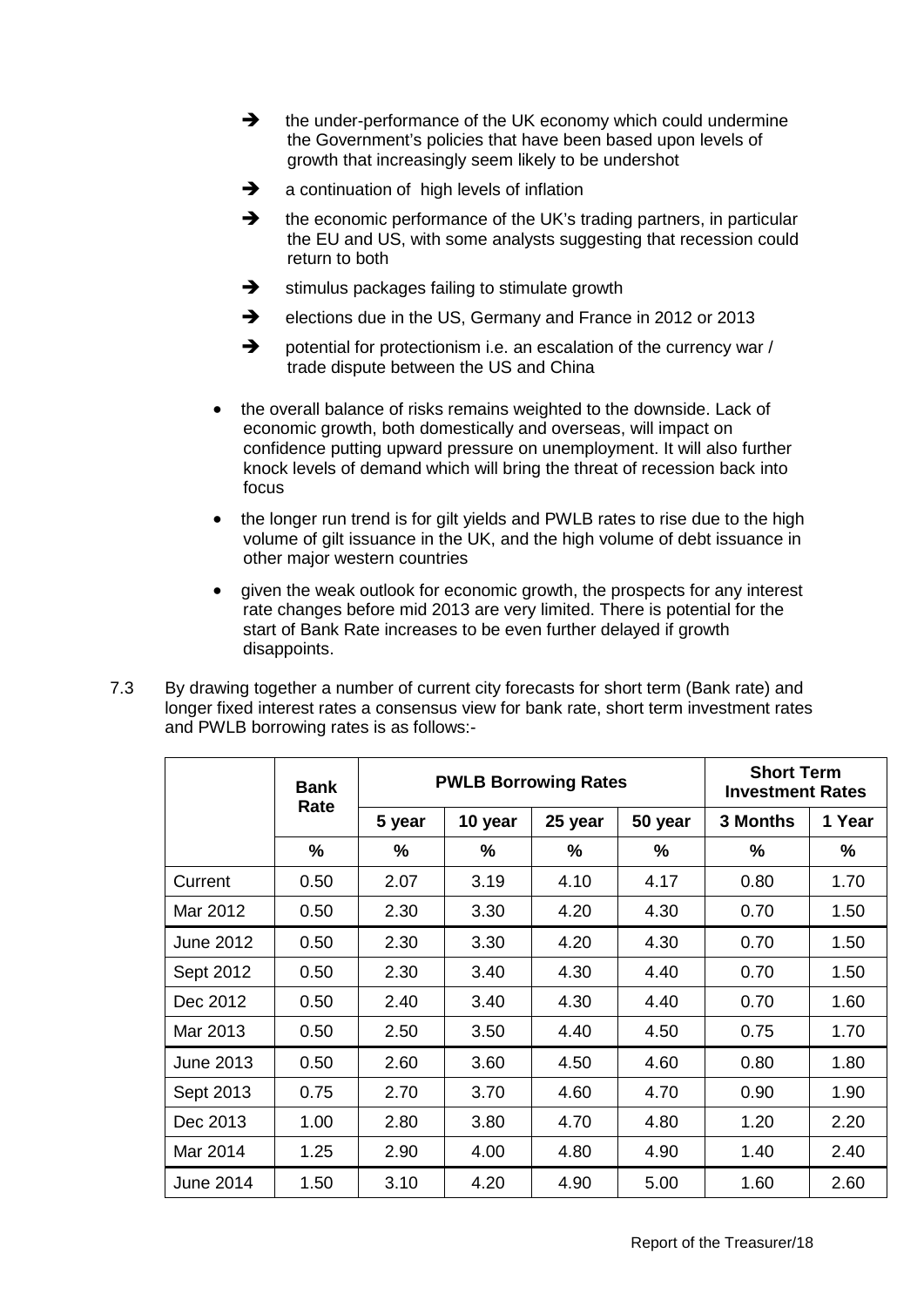- ➔ the under-performance of the UK economy which could undermine the Government's policies that have been based upon levels of growth that increasingly seem likely to be undershot
- ➔ a continuation of high levels of inflation
- ➔ the economic performance of the UK's trading partners, in particular the EU and US, with some analysts suggesting that recession could return to both
- ➔ stimulus packages failing to stimulate growth
- ➔ elections due in the US, Germany and France in 2012 or 2013
- ➔ potential for protectionism i.e. an escalation of the currency war / trade dispute between the US and China

- the overall balance of risks remains weighted to the downside. Lack of economic growth, both domestically and overseas, will impact on confidence putting upward pressure on unemployment. It will also further knock levels of demand which will bring the threat of recession back into focus
- the longer run trend is for gilt yields and PWLB rates to rise due to the high volume of gilt issuance in the UK, and the high volume of debt issuance in other major western countries
- given the weak outlook for economic growth, the prospects for any interest rate changes before mid 2013 are very limited. There is potential for the start of Bank Rate increases to be even further delayed if growth disappoints.

7.3 By drawing together a number of current city forecasts for short term (Bank rate) and longer fixed interest rates a consensus view for bank rate, short term investment rates and PWLB borrowing rates is as follows:-

| | Bank Rate | PWLB Borrowing Rates | | | | Short Term Investment Rates | |
|---|---|---|---|---|---|---|---|
| | | 5 year | 10 year | 25 year | 50 year | 3 Months | 1 Year |
| | % | % | % | % | % | % | % |
| Current | 0.50 | 2.07 | 3.19 | 4.10 | 4.17 | 0.80 | 1.70 |
| Mar 2012 | 0.50 | 2.30 | 3.30 | 4.20 | 4.30 | 0.70 | 1.50 |
| June 2012 | 0.50 | 2.30 | 3.30 | 4.20 | 4.30 | 0.70 | 1.50 |
| Sept 2012 | 0.50 | 2.30 | 3.40 | 4.30 | 4.40 | 0.70 | 1.50 |
| Dec 2012 | 0.50 | 2.40 | 3.40 | 4.30 | 4.40 | 0.70 | 1.60 |
| Mar 2013 | 0.50 | 2.50 | 3.50 | 4.40 | 4.50 | 0.75 | 1.70 |
| June 2013 | 0.50 | 2.60 | 3.60 | 4.50 | 4.60 | 0.80 | 1.80 |
| Sept 2013 | 0.75 | 2.70 | 3.70 | 4.60 | 4.70 | 0.90 | 1.90 |
| Dec 2013 | 1.00 | 2.80 | 3.80 | 4.70 | 4.80 | 1.20 | 2.20 |
| Mar 2014 | 1.25 | 2.90 | 4.00 | 4.80 | 4.90 | 1.40 | 2.40 |
| June 2014 | 1.50 | 3.10 | 4.20 | 4.90 | 5.00 | 1.60 | 2.60 |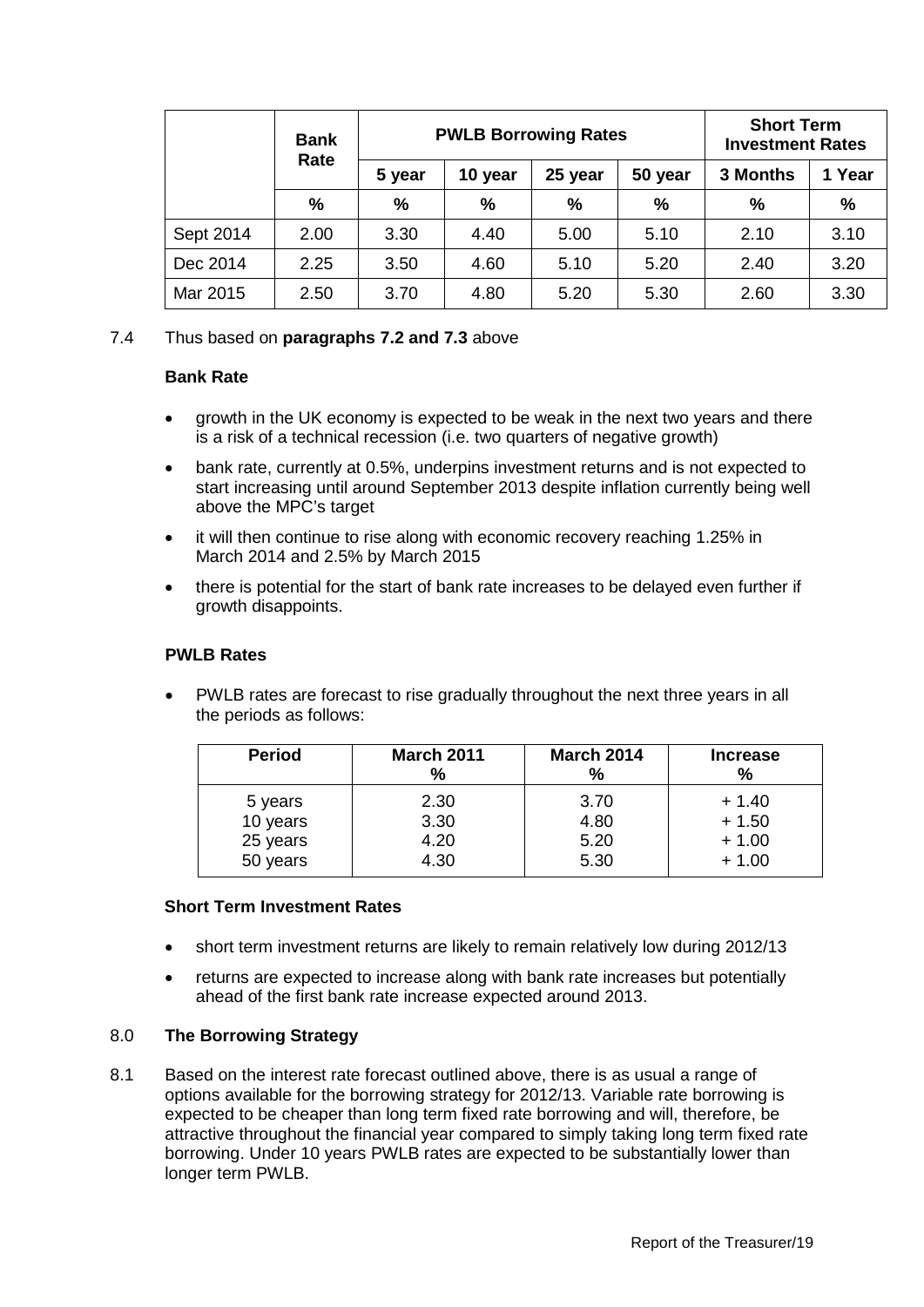| | Bank Rate | PWLB Borrowing Rates | | | | Short Term Investment Rates | |
|---|---|---|---|---|---|---|---|
| | | 5 year | 10 year | 25 year | 50 year | 3 Months | 1 Year |
| | % | % | % | % | % | % | % |
| Sept 2014 | 2.00 | 3.30 | 4.40 | 5.00 | 5.10 | 2.10 | 3.10 |
| Dec 2014 | 2.25 | 3.50 | 4.60 | 5.10 | 5.20 | 2.40 | 3.20 |
| Mar 2015 | 2.50 | 3.70 | 4.80 | 5.20 | 5.30 | 2.60 | 3.30 |

7.4 Thus based on **paragraphs 7.2 and 7.3** above

**Bank Rate**

- growth in the UK economy is expected to be weak in the next two years and there is a risk of a technical recession (i.e. two quarters of negative growth)
- bank rate, currently at 0.5%, underpins investment returns and is not expected to start increasing until around September 2013 despite inflation currently being well above the MPC's target
- it will then continue to rise along with economic recovery reaching 1.25% in March 2014 and 2.5% by March 2015
- there is potential for the start of bank rate increases to be delayed even further if growth disappoints.

**PWLB Rates**

- PWLB rates are forecast to rise gradually throughout the next three years in all the periods as follows:

| Period | March 2011 % | March 2014 % | Increase % |
|---|---|---|---|
| 5 years | 2.30 | 3.70 | + 1.40 |
| 10 years | 3.30 | 4.80 | + 1.50 |
| 25 years | 4.20 | 5.20 | + 1.00 |
| 50 years | 4.30 | 5.30 | + 1.00 |

**Short Term Investment Rates**

- short term investment returns are likely to remain relatively low during 2012/13
- returns are expected to increase along with bank rate increases but potentially ahead of the first bank rate increase expected around 2013.

## 8.0 The Borrowing Strategy

8.1 Based on the interest rate forecast outlined above, there is as usual a range of options available for the borrowing strategy for 2012/13. Variable rate borrowing is expected to be cheaper than long term fixed rate borrowing and will, therefore, be attractive throughout the financial year compared to simply taking long term fixed rate borrowing. Under 10 years PWLB rates are expected to be substantially lower than longer term PWLB.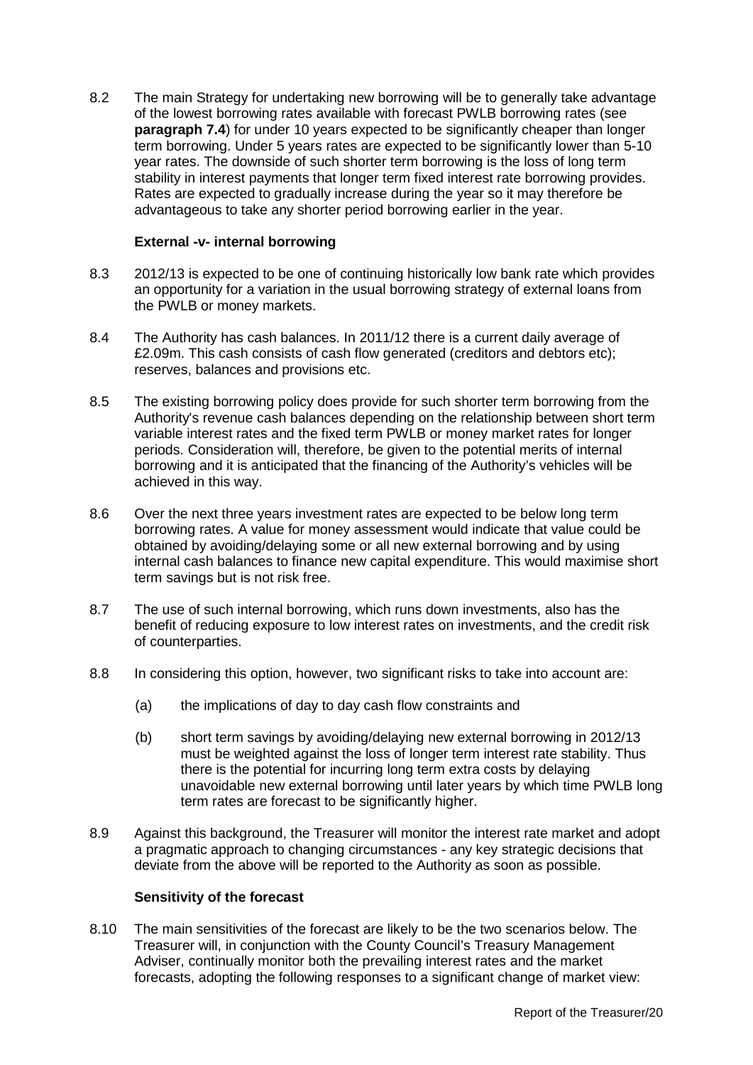8.2 The main Strategy for undertaking new borrowing will be to generally take advantage of the lowest borrowing rates available with forecast PWLB borrowing rates (see **paragraph 7.4**) for under 10 years expected to be significantly cheaper than longer term borrowing. Under 5 years rates are expected to be significantly lower than 5-10 year rates. The downside of such shorter term borrowing is the loss of long term stability in interest payments that longer term fixed interest rate borrowing provides. Rates are expected to gradually increase during the year so it may therefore be advantageous to take any shorter period borrowing earlier in the year.

**External -v- internal borrowing**

8.3 2012/13 is expected to be one of continuing historically low bank rate which provides an opportunity for a variation in the usual borrowing strategy of external loans from the PWLB or money markets.

8.4 The Authority has cash balances. In 2011/12 there is a current daily average of £2.09m. This cash consists of cash flow generated (creditors and debtors etc); reserves, balances and provisions etc.

8.5 The existing borrowing policy does provide for such shorter term borrowing from the Authority's revenue cash balances depending on the relationship between short term variable interest rates and the fixed term PWLB or money market rates for longer periods. Consideration will, therefore, be given to the potential merits of internal borrowing and it is anticipated that the financing of the Authority's vehicles will be achieved in this way.

8.6 Over the next three years investment rates are expected to be below long term borrowing rates. A value for money assessment would indicate that value could be obtained by avoiding/delaying some or all new external borrowing and by using internal cash balances to finance new capital expenditure. This would maximise short term savings but is not risk free.

8.7 The use of such internal borrowing, which runs down investments, also has the benefit of reducing exposure to low interest rates on investments, and the credit risk of counterparties.

8.8 In considering this option, however, two significant risks to take into account are:

(a) the implications of day to day cash flow constraints and

(b) short term savings by avoiding/delaying new external borrowing in 2012/13 must be weighted against the loss of longer term interest rate stability. Thus there is the potential for incurring long term extra costs by delaying unavoidable new external borrowing until later years by which time PWLB long term rates are forecast to be significantly higher.

8.9 Against this background, the Treasurer will monitor the interest rate market and adopt a pragmatic approach to changing circumstances - any key strategic decisions that deviate from the above will be reported to the Authority as soon as possible.

**Sensitivity of the forecast**

8.10 The main sensitivities of the forecast are likely to be the two scenarios below. The Treasurer will, in conjunction with the County Council's Treasury Management Adviser, continually monitor both the prevailing interest rates and the market forecasts, adopting the following responses to a significant change of market view: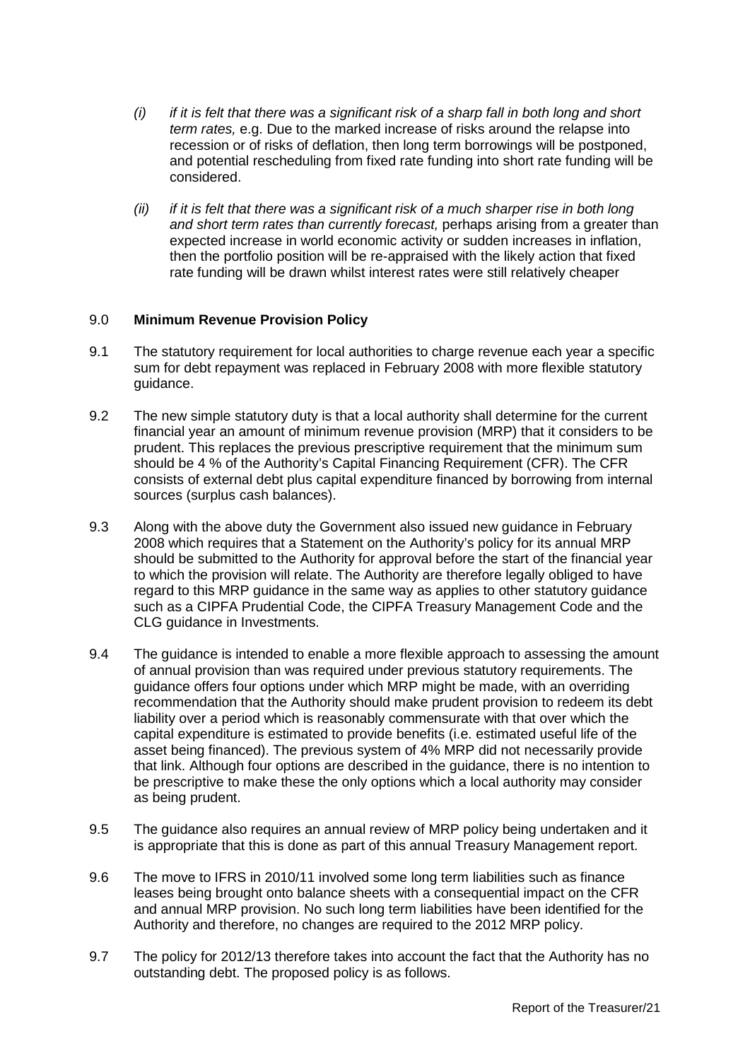- *(i)* *if it is felt that there was a significant risk of a sharp fall in both long and short term rates,* e.g. Due to the marked increase of risks around the relapse into recession or of risks of deflation, then long term borrowings will be postponed, and potential rescheduling from fixed rate funding into short rate funding will be considered.

- *(ii)* *if it is felt that there was a significant risk of a much sharper rise in both long and short term rates than currently forecast,* perhaps arising from a greater than expected increase in world economic activity or sudden increases in inflation, then the portfolio position will be re-appraised with the likely action that fixed rate funding will be drawn whilst interest rates were still relatively cheaper

## 9.0 Minimum Revenue Provision Policy

9.1 The statutory requirement for local authorities to charge revenue each year a specific sum for debt repayment was replaced in February 2008 with more flexible statutory guidance.

9.2 The new simple statutory duty is that a local authority shall determine for the current financial year an amount of minimum revenue provision (MRP) that it considers to be prudent. This replaces the previous prescriptive requirement that the minimum sum should be 4 % of the Authority's Capital Financing Requirement (CFR). The CFR consists of external debt plus capital expenditure financed by borrowing from internal sources (surplus cash balances).

9.3 Along with the above duty the Government also issued new guidance in February 2008 which requires that a Statement on the Authority's policy for its annual MRP should be submitted to the Authority for approval before the start of the financial year to which the provision will relate. The Authority are therefore legally obliged to have regard to this MRP guidance in the same way as applies to other statutory guidance such as a CIPFA Prudential Code, the CIPFA Treasury Management Code and the CLG guidance in Investments.

9.4 The guidance is intended to enable a more flexible approach to assessing the amount of annual provision than was required under previous statutory requirements. The guidance offers four options under which MRP might be made, with an overriding recommendation that the Authority should make prudent provision to redeem its debt liability over a period which is reasonably commensurate with that over which the capital expenditure is estimated to provide benefits (i.e. estimated useful life of the asset being financed). The previous system of 4% MRP did not necessarily provide that link. Although four options are described in the guidance, there is no intention to be prescriptive to make these the only options which a local authority may consider as being prudent.

9.5 The guidance also requires an annual review of MRP policy being undertaken and it is appropriate that this is done as part of this annual Treasury Management report.

9.6 The move to IFRS in 2010/11 involved some long term liabilities such as finance leases being brought onto balance sheets with a consequential impact on the CFR and annual MRP provision. No such long term liabilities have been identified for the Authority and therefore, no changes are required to the 2012 MRP policy.

9.7 The policy for 2012/13 therefore takes into account the fact that the Authority has no outstanding debt. The proposed policy is as follows.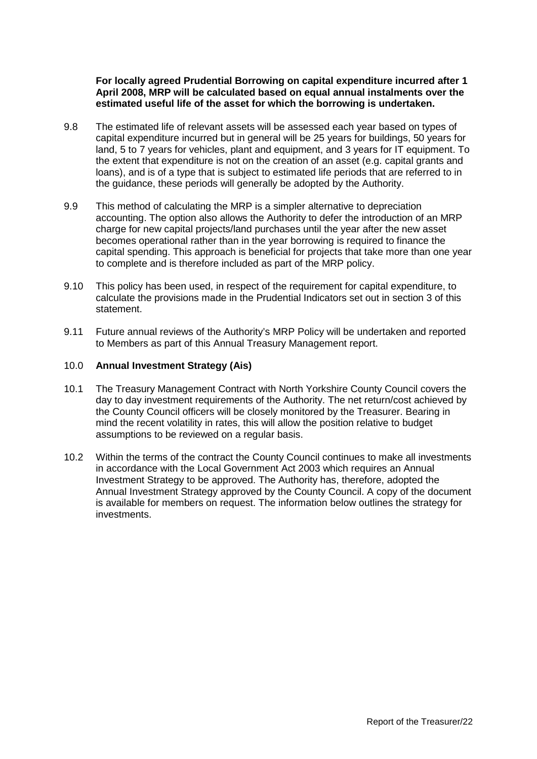**For locally agreed Prudential Borrowing on capital expenditure incurred after 1 April 2008, MRP will be calculated based on equal annual instalments over the estimated useful life of the asset for which the borrowing is undertaken.**

9.8 The estimated life of relevant assets will be assessed each year based on types of capital expenditure incurred but in general will be 25 years for buildings, 50 years for land, 5 to 7 years for vehicles, plant and equipment, and 3 years for IT equipment. To the extent that expenditure is not on the creation of an asset (e.g. capital grants and loans), and is of a type that is subject to estimated life periods that are referred to in the guidance, these periods will generally be adopted by the Authority.

9.9 This method of calculating the MRP is a simpler alternative to depreciation accounting. The option also allows the Authority to defer the introduction of an MRP charge for new capital projects/land purchases until the year after the new asset becomes operational rather than in the year borrowing is required to finance the capital spending. This approach is beneficial for projects that take more than one year to complete and is therefore included as part of the MRP policy.

9.10 This policy has been used, in respect of the requirement for capital expenditure, to calculate the provisions made in the Prudential Indicators set out in section 3 of this statement.

9.11 Future annual reviews of the Authority's MRP Policy will be undertaken and reported to Members as part of this Annual Treasury Management report.

## 10.0 Annual Investment Strategy (Ais)

10.1 The Treasury Management Contract with North Yorkshire County Council covers the day to day investment requirements of the Authority. The net return/cost achieved by the County Council officers will be closely monitored by the Treasurer. Bearing in mind the recent volatility in rates, this will allow the position relative to budget assumptions to be reviewed on a regular basis.

10.2 Within the terms of the contract the County Council continues to make all investments in accordance with the Local Government Act 2003 which requires an Annual Investment Strategy to be approved. The Authority has, therefore, adopted the Annual Investment Strategy approved by the County Council. A copy of the document is available for members on request. The information below outlines the strategy for investments.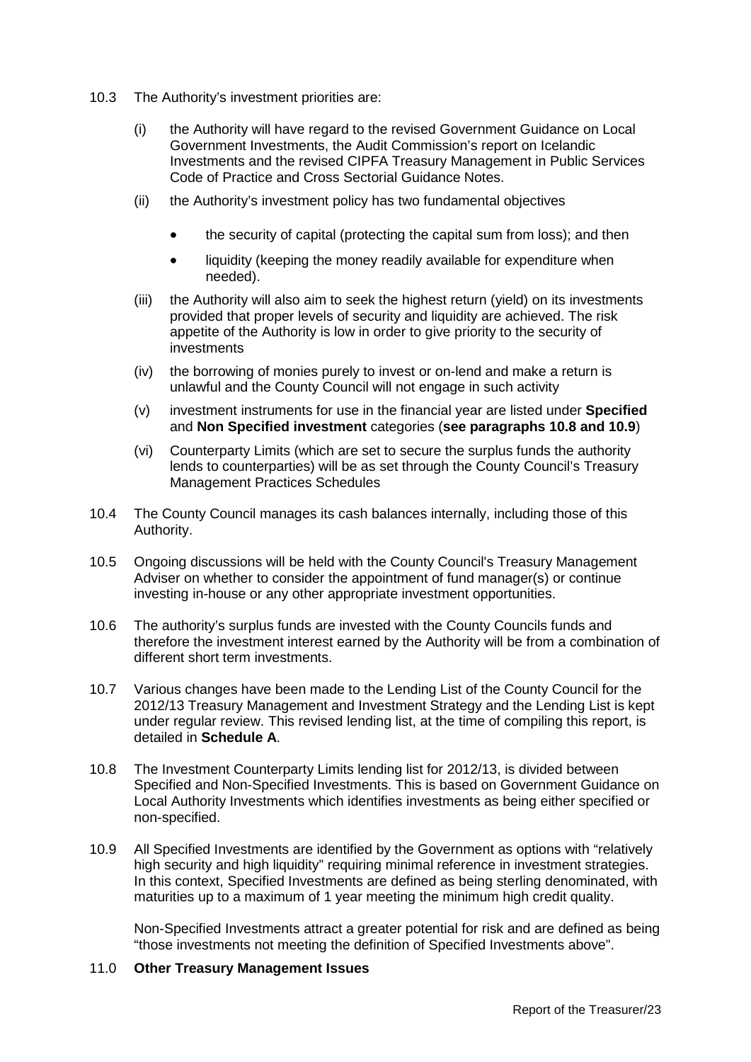10.3 The Authority's investment priorities are:

(i) the Authority will have regard to the revised Government Guidance on Local Government Investments, the Audit Commission's report on Icelandic Investments and the revised CIPFA Treasury Management in Public Services Code of Practice and Cross Sectorial Guidance Notes.

(ii) the Authority's investment policy has two fundamental objectives

- the security of capital (protecting the capital sum from loss); and then
- liquidity (keeping the money readily available for expenditure when needed).

(iii) the Authority will also aim to seek the highest return (yield) on its investments provided that proper levels of security and liquidity are achieved. The risk appetite of the Authority is low in order to give priority to the security of investments

(iv) the borrowing of monies purely to invest or on-lend and make a return is unlawful and the County Council will not engage in such activity

(v) investment instruments for use in the financial year are listed under **Specified** and **Non Specified investment** categories (**see paragraphs 10.8 and 10.9**)

(vi) Counterparty Limits (which are set to secure the surplus funds the authority lends to counterparties) will be as set through the County Council's Treasury Management Practices Schedules

10.4 The County Council manages its cash balances internally, including those of this Authority.

10.5 Ongoing discussions will be held with the County Council's Treasury Management Adviser on whether to consider the appointment of fund manager(s) or continue investing in-house or any other appropriate investment opportunities.

10.6 The authority's surplus funds are invested with the County Councils funds and therefore the investment interest earned by the Authority will be from a combination of different short term investments.

10.7 Various changes have been made to the Lending List of the County Council for the 2012/13 Treasury Management and Investment Strategy and the Lending List is kept under regular review. This revised lending list, at the time of compiling this report, is detailed in **Schedule A**.

10.8 The Investment Counterparty Limits lending list for 2012/13, is divided between Specified and Non-Specified Investments. This is based on Government Guidance on Local Authority Investments which identifies investments as being either specified or non-specified.

10.9 All Specified Investments are identified by the Government as options with "relatively high security and high liquidity" requiring minimal reference in investment strategies. In this context, Specified Investments are defined as being sterling denominated, with maturities up to a maximum of 1 year meeting the minimum high credit quality.

Non-Specified Investments attract a greater potential for risk and are defined as being "those investments not meeting the definition of Specified Investments above".

## 11.0 **Other Treasury Management Issues**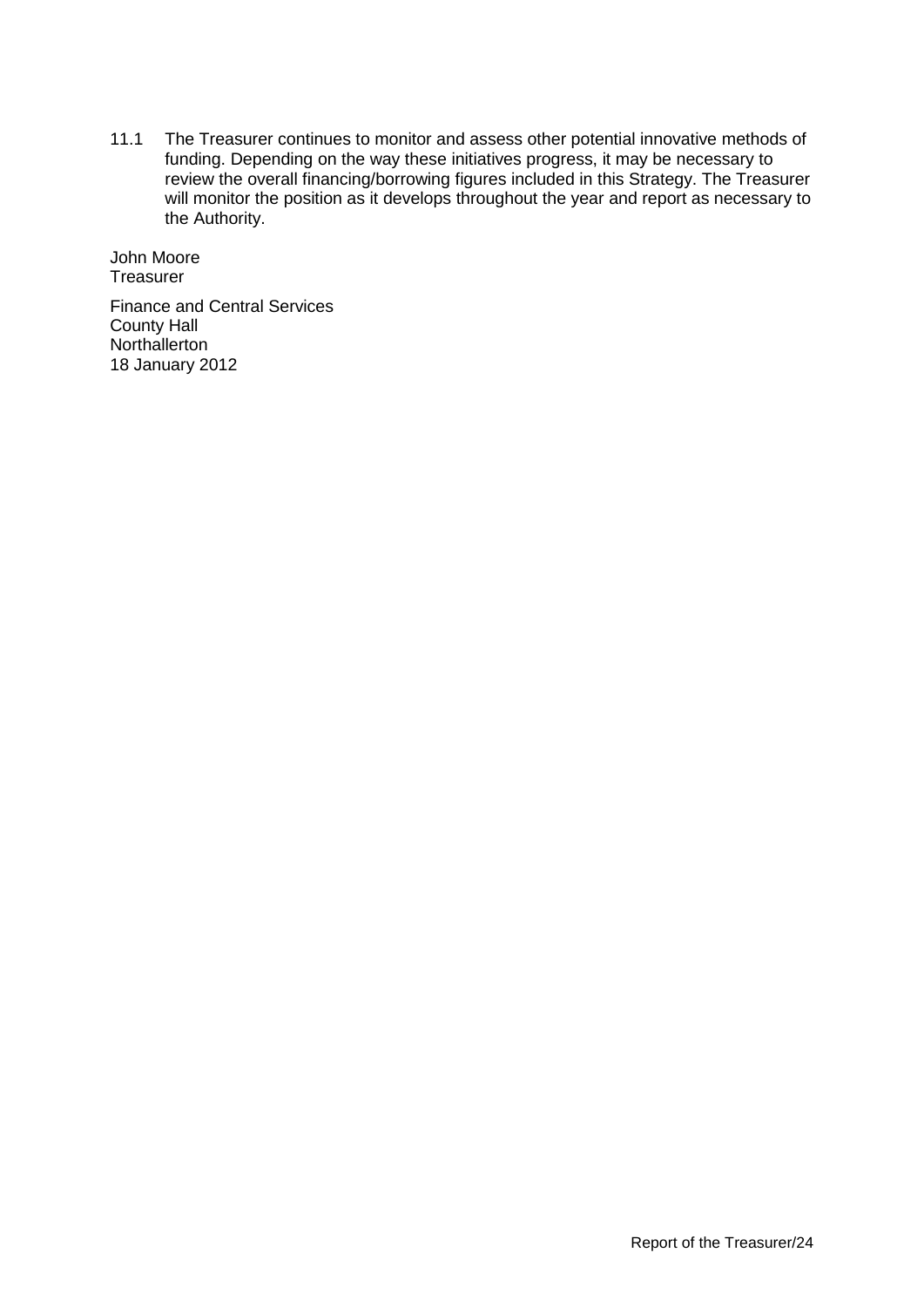11.1 The Treasurer continues to monitor and assess other potential innovative methods of funding. Depending on the way these initiatives progress, it may be necessary to review the overall financing/borrowing figures included in this Strategy. The Treasurer will monitor the position as it develops throughout the year and report as necessary to the Authority.

John Moore
Treasurer

Finance and Central Services
County Hall
Northallerton
18 January 2012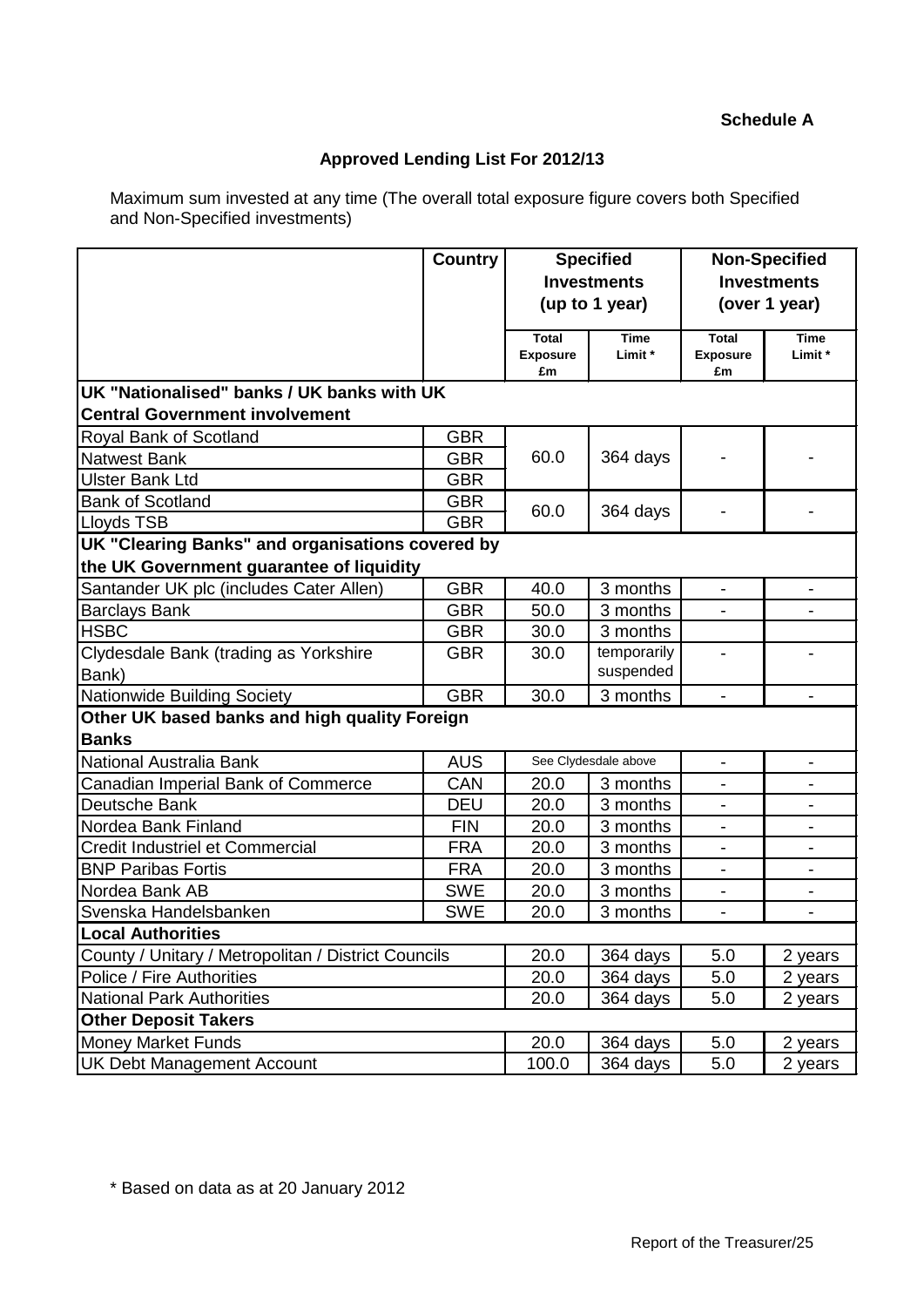**Schedule A**

**Approved Lending List For 2012/13**

Maximum sum invested at any time (The overall total exposure figure covers both Specified and Non-Specified investments)

| | Country | Specified Investments (up to 1 year) | | Non-Specified Investments (over 1 year) | |
|---|---|---|---|---|---|
| | | Total Exposure £m | Time Limit * | Total Exposure £m | Time Limit * |
| **UK "Nationalised" banks / UK banks with UK Central Government involvement** | | | | | |
| Royal Bank of Scotland | GBR | 60.0 | 364 days | - | - |
| Natwest Bank | GBR | | | | |
| Ulster Bank Ltd | GBR | | | | |
| Bank of Scotland | GBR | 60.0 | 364 days | - | - |
| Lloyds TSB | GBR | | | | |
| **UK "Clearing Banks" and organisations covered by the UK Government guarantee of liquidity** | | | | | |
| Santander UK plc (includes Cater Allen) | GBR | 40.0 | 3 months | - | - |
| Barclays Bank | GBR | 50.0 | 3 months | - | - |
| HSBC | GBR | 30.0 | 3 months | | |
| Clydesdale Bank (trading as Yorkshire Bank) | GBR | 30.0 | temporarily suspended | - | - |
| Nationwide Building Society | GBR | 30.0 | 3 months | - | - |
| **Other UK based banks and high quality Foreign Banks** | | | | | |
| National Australia Bank | AUS | See Clydesdale above | | - | - |
| Canadian Imperial Bank of Commerce | CAN | 20.0 | 3 months | - | - |
| Deutsche Bank | DEU | 20.0 | 3 months | - | - |
| Nordea Bank Finland | FIN | 20.0 | 3 months | - | - |
| Credit Industriel et Commercial | FRA | 20.0 | 3 months | - | - |
| BNP Paribas Fortis | FRA | 20.0 | 3 months | - | - |
| Nordea Bank AB | SWE | 20.0 | 3 months | - | - |
| Svenska Handelsbanken | SWE | 20.0 | 3 months | - | - |
| **Local Authorities** | | | | | |
| County / Unitary / Metropolitan / District Councils | | 20.0 | 364 days | 5.0 | 2 years |
| Police / Fire Authorities | | 20.0 | 364 days | 5.0 | 2 years |
| National Park Authorities | | 20.0 | 364 days | 5.0 | 2 years |
| **Other Deposit Takers** | | | | | |
| Money Market Funds | | 20.0 | 364 days | 5.0 | 2 years |
| UK Debt Management Account | | 100.0 | 364 days | 5.0 | 2 years |

\* Based on data as at 20 January 2012

Report of the Treasurer/25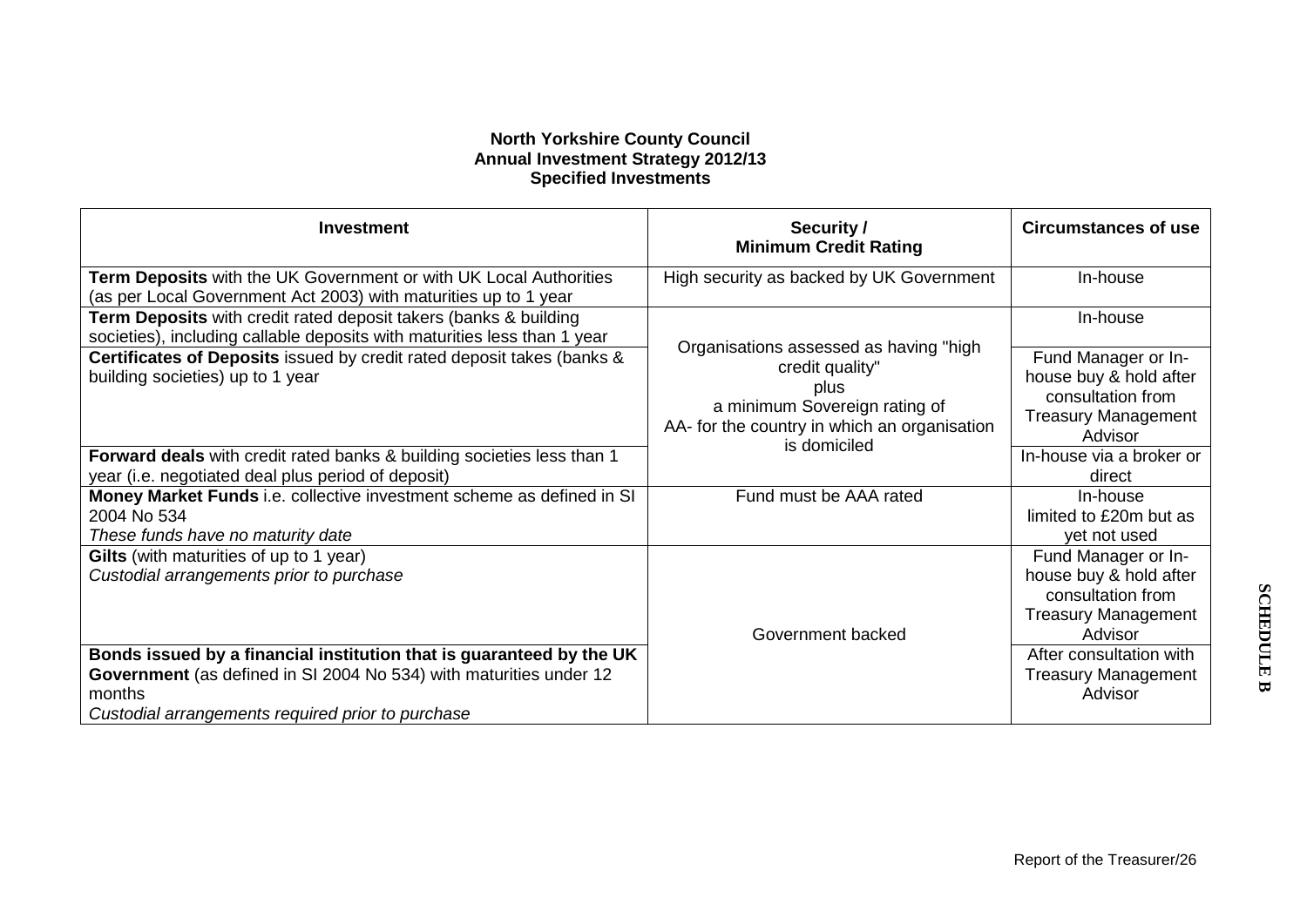**North Yorkshire County Council**
**Annual Investment Strategy 2012/13**
**Specified Investments**

| Investment | Security / Minimum Credit Rating | Circumstances of use |
|---|---|---|
| **Term Deposits** with the UK Government or with UK Local Authorities (as per Local Government Act 2003) with maturities up to 1 year | High security as backed by UK Government | In-house |
| **Term Deposits** with credit rated deposit takers (banks & building societies), including callable deposits with maturities less than 1 year | Organisations assessed as having "high credit quality" plus a minimum Sovereign rating of AA- for the country in which an organisation is domiciled | In-house |
| **Certificates of Deposits** issued by credit rated deposit takes (banks & building societies) up to 1 year | | Fund Manager or In-house buy & hold after consultation from Treasury Management Advisor |
| **Forward deals** with credit rated banks & building societies less than 1 year (i.e. negotiated deal plus period of deposit) | | In-house via a broker or direct |
| **Money Market Funds** i.e. collective investment scheme as defined in SI 2004 No 534 *These funds have no maturity date* | Fund must be AAA rated | In-house limited to £20m but as yet not used |
| **Gilts** (with maturities of up to 1 year) *Custodial arrangements prior to purchase* | Government backed | Fund Manager or In-house buy & hold after consultation from Treasury Management Advisor |
| **Bonds issued by a financial institution that is guaranteed by the UK Government** (as defined in SI 2004 No 534) with maturities under 12 months *Custodial arrangements required prior to purchase* | | After consultation with Treasury Management Advisor |

**SCHEDULE B**

Report of the Treasurer/26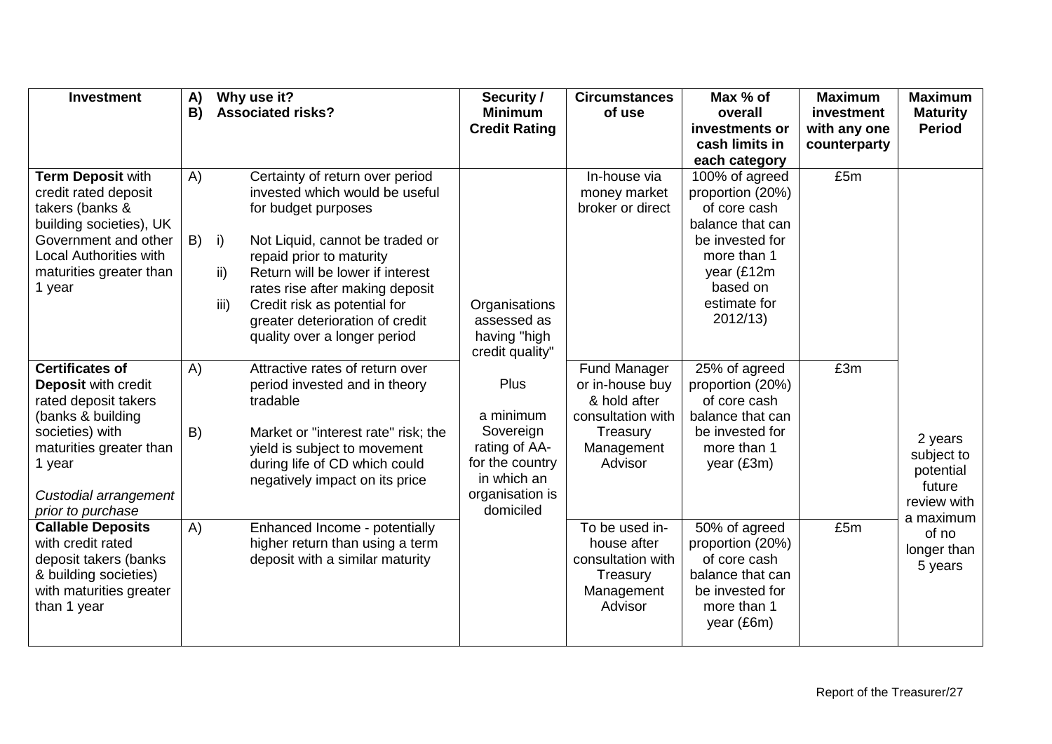| Investment | A) Why use it? B) Associated risks? | Security / Minimum Credit Rating | Circumstances of use | Max % of overall investments or cash limits in each category | Maximum investment with any one counterparty | Maximum Maturity Period |
|---|---|---|---|---|---|---|
| **Term Deposit** with credit rated deposit takers (banks & building societies), UK Government and other Local Authorities with maturities greater than 1 year | A) Certainty of return over period invested which would be useful for budget purposes<br><br>B) i) Not Liquid, cannot be traded or repaid prior to maturity<br>ii) Return will be lower if interest rates rise after making deposit<br>iii) Credit risk as potential for greater deterioration of credit quality over a longer period | Organisations assessed as having "high credit quality"<br><br>Plus<br><br>a minimum Sovereign rating of AA- for the country in which an organisation is domiciled | In-house via money market broker or direct | 100% of agreed proportion (20%) of core cash balance that can be invested for more than 1 year (£12m based on estimate for 2012/13) | £5m | 2 years subject to potential future review with a maximum of no longer than 5 years |
| **Certificates of Deposit** with credit rated deposit takers (banks & building societies) with maturities greater than 1 year<br><br>*Custodial arrangement prior to purchase* | A) Attractive rates of return over period invested and in theory tradable<br><br>B) Market or "interest rate" risk; the yield is subject to movement during life of CD which could negatively impact on its price | | Fund Manager or in-house buy & hold after consultation with Treasury Management Advisor | 25% of agreed proportion (20%) of core cash balance that can be invested for more than 1 year (£3m) | £3m | |
| **Callable Deposits** with credit rated deposit takers (banks & building societies) with maturities greater than 1 year | A) Enhanced Income - potentially higher return than using a term deposit with a similar maturity | | To be used in-house after consultation with Treasury Management Advisor | 50% of agreed proportion (20%) of core cash balance that can be invested for more than 1 year (£6m) | £5m | |

Report of the Treasurer/27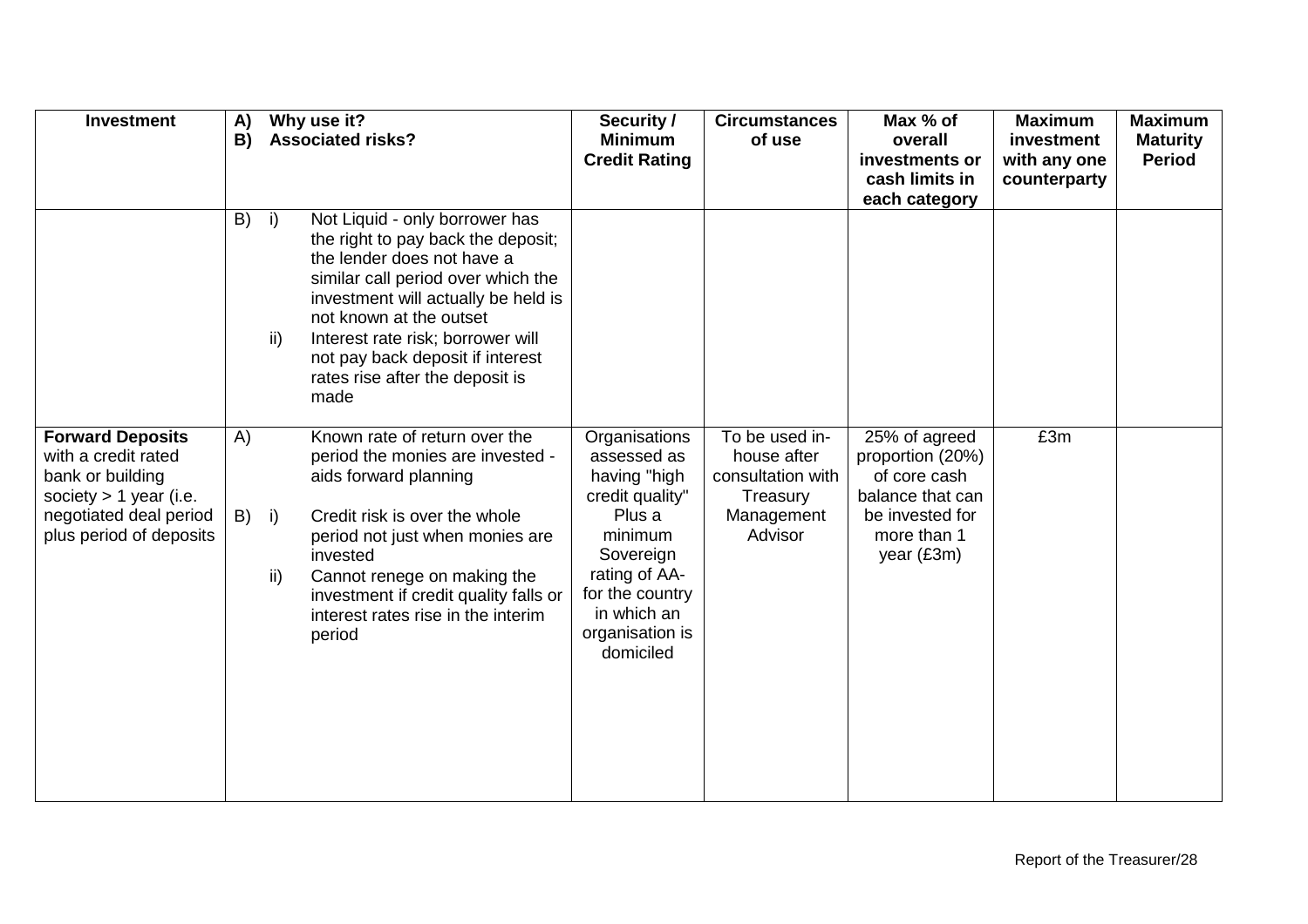| Investment | A) Why use it?<br>B) Associated risks? | Security / Minimum Credit Rating | Circumstances of use | Max % of overall investments or cash limits in each category | Maximum investment with any one counterparty | Maximum Maturity Period |
|---|---|---|---|---|---|---|
| | B) i) Not Liquid - only borrower has the right to pay back the deposit; the lender does not have a similar call period over which the investment will actually be held is not known at the outset<br>ii) Interest rate risk; borrower will not pay back deposit if interest rates rise after the deposit is made | | | | | |
| **Forward Deposits** with a credit rated bank or building society > 1 year (i.e. negotiated deal period plus period of deposits | A) Known rate of return over the period the monies are invested - aids forward planning<br>B) i) Credit risk is over the whole period not just when monies are invested<br>ii) Cannot renege on making the investment if credit quality falls or interest rates rise in the interim period | Organisations assessed as having "high credit quality" Plus a minimum Sovereign rating of AA- for the country in which an organisation is domiciled | To be used in-house after consultation with Treasury Management Advisor | 25% of agreed proportion (20%) of core cash balance that can be invested for more than 1 year (£3m) | £3m | |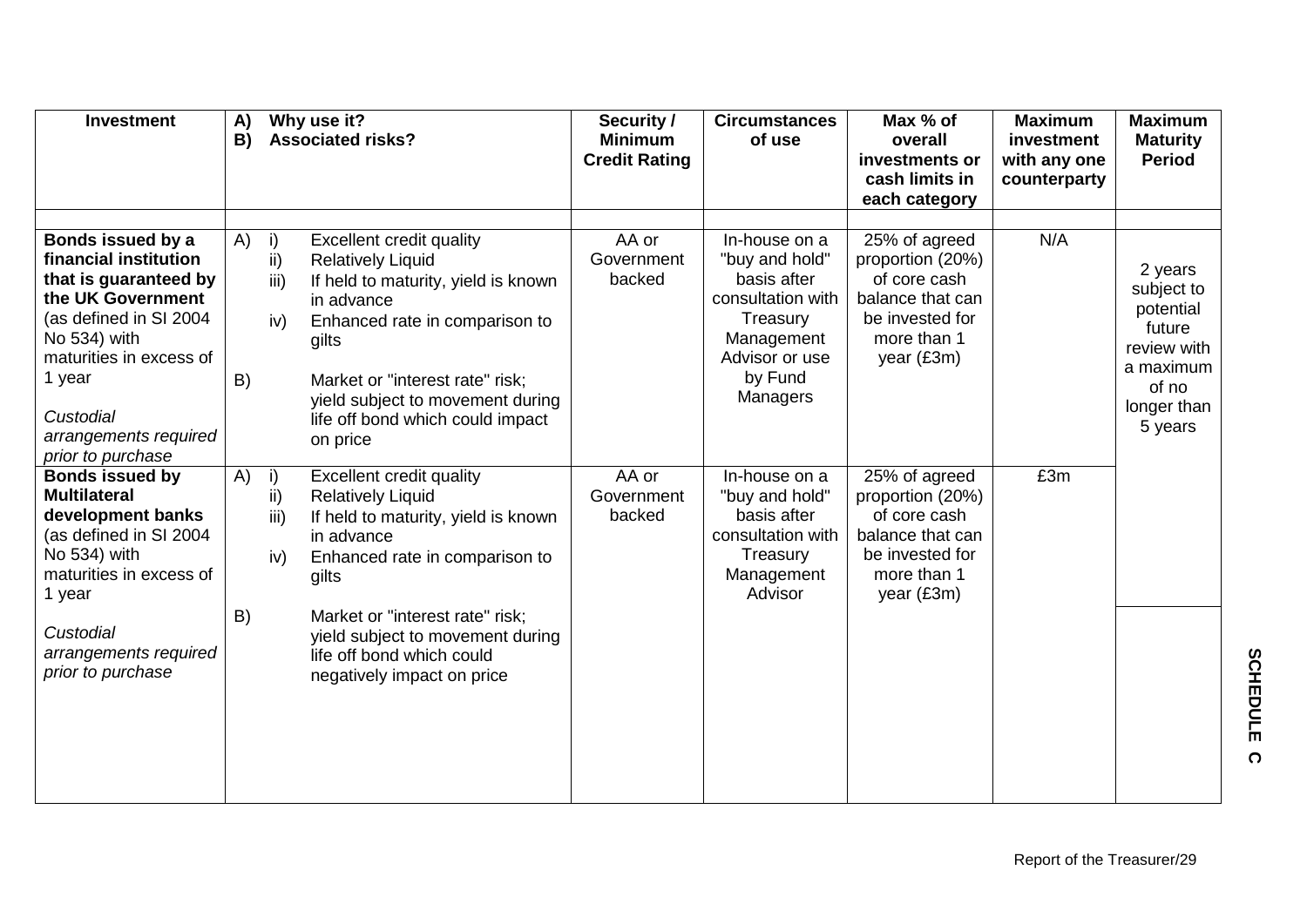| Investment | A) Why use it?<br>B) Associated risks? | Security / Minimum Credit Rating | Circumstances of use | Max % of overall investments or cash limits in each category | Maximum investment with any one counterparty | Maximum Maturity Period |
|---|---|---|---|---|---|---|
| **Bonds issued by a financial institution that is guaranteed by the UK Government** (as defined in SI 2004 No 534) with maturities in excess of 1 year<br><br>*Custodial arrangements required prior to purchase* | A) i) Excellent credit quality<br>ii) Relatively Liquid<br>iii) If held to maturity, yield is known in advance<br>iv) Enhanced rate in comparison to gilts<br><br>B) Market or "interest rate" risk; yield subject to movement during life off bond which could impact on price | AA or Government backed | In-house on a "buy and hold" basis after consultation with Treasury Management Advisor or use by Fund Managers | 25% of agreed proportion (20%) of core cash balance that can be invested for more than 1 year (£3m) | N/A | 2 years subject to potential future review with a maximum of no longer than 5 years |
| **Bonds issued by Multilateral development banks** (as defined in SI 2004 No 534) with maturities in excess of 1 year<br><br>*Custodial arrangements required prior to purchase* | A) i) Excellent credit quality<br>ii) Relatively Liquid<br>iii) If held to maturity, yield is known in advance<br>iv) Enhanced rate in comparison to gilts<br><br>B) Market or "interest rate" risk; yield subject to movement during life off bond which could negatively impact on price | AA or Government backed | In-house on a "buy and hold" basis after consultation with Treasury Management Advisor | 25% of agreed proportion (20%) of core cash balance that can be invested for more than 1 year (£3m) | £3m | |

**SCHEDULE C**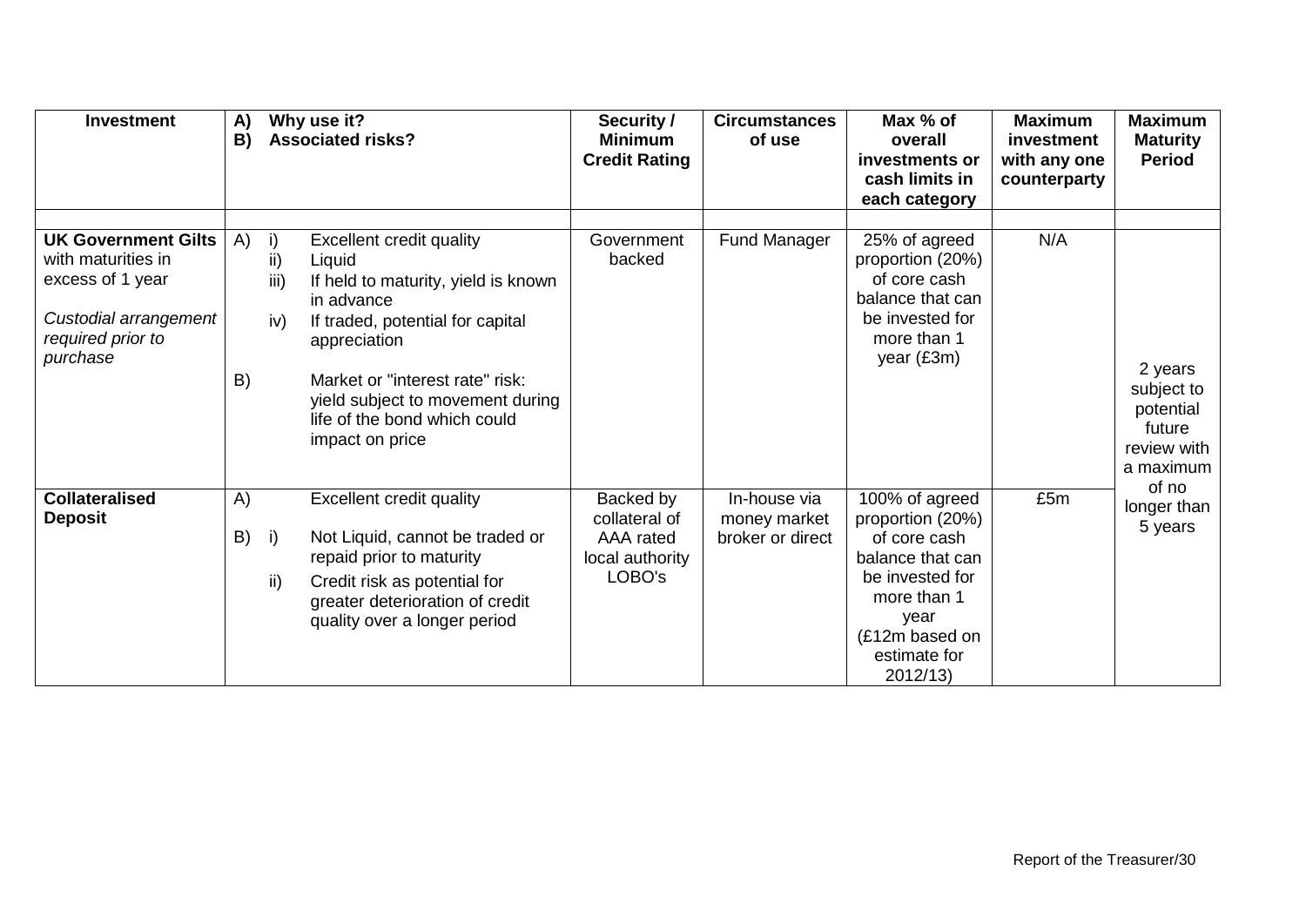| Investment | A) Why use it?<br>B) Associated risks? | Security / Minimum Credit Rating | Circumstances of use | Max % of overall investments or cash limits in each category | Maximum investment with any one counterparty | Maximum Maturity Period |
|---|---|---|---|---|---|---|
| | | | | | | |
| **UK Government Gilts** with maturities in excess of 1 year<br><br>*Custodial arrangement required prior to purchase* | A) i) Excellent credit quality<br>ii) Liquid<br>iii) If held to maturity, yield is known in advance<br>iv) If traded, potential for capital appreciation<br><br>B) Market or "interest rate" risk: yield subject to movement during life of the bond which could impact on price | Government backed | Fund Manager | 25% of agreed proportion (20%) of core cash balance that can be invested for more than 1 year (£3m) | N/A | 2 years subject to potential future review with a maximum of no longer than 5 years |
| **Collateralised Deposit** | A) Excellent credit quality<br><br>B) i) Not Liquid, cannot be traded or repaid prior to maturity<br>ii) Credit risk as potential for greater deterioration of credit quality over a longer period | Backed by collateral of AAA rated local authority LOBO's | In-house via money market broker or direct | 100% of agreed proportion (20%) of core cash balance that can be invested for more than 1 year (£12m based on estimate for 2012/13) | £5m | |

Report of the Treasurer/30